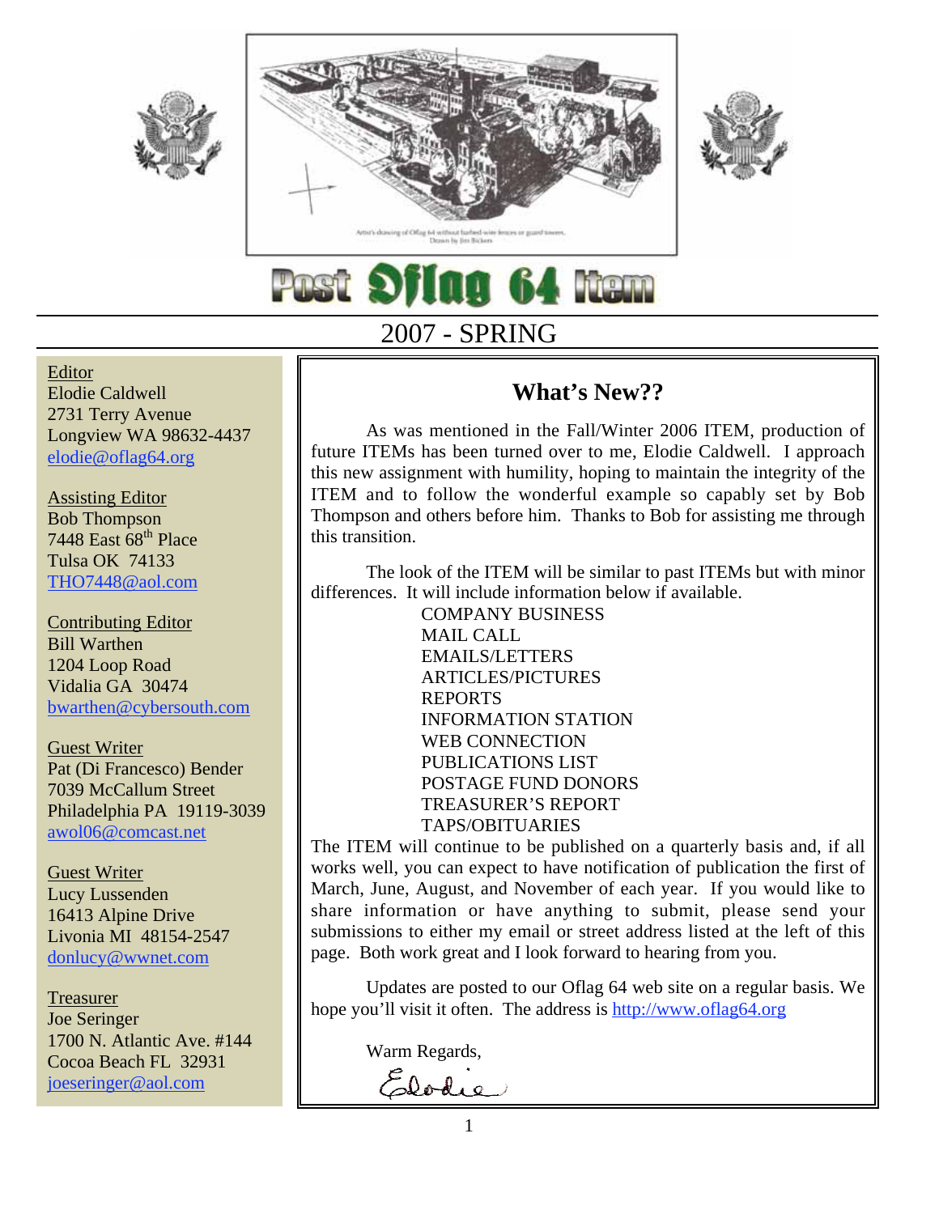# Post Oflag 64 Item

## 2007 - SPRING

Editor
Elodie Caldwell
2731 Terry Avenue
Longview WA 98632-4437
elodie@oflag64.org

Assisting Editor
Bob Thompson
7448 East 68th Place
Tulsa OK 74133
THO7448@aol.com

Contributing Editor
Bill Warthen
1204 Loop Road
Vidalia GA 30474
bwarthen@cybersouth.com

Guest Writer
Pat (Di Francesco) Bender
7039 McCallum Street
Philadelphia PA 19119-3039
awol06@comcast.net

Guest Writer
Lucy Lussenden
16413 Alpine Drive
Livonia MI 48154-2547
donlucy@wwnet.com

Treasurer
Joe Seringer
1700 N. Atlantic Ave. #144
Cocoa Beach FL 32931
joeseringer@aol.com

## What's New??

As was mentioned in the Fall/Winter 2006 ITEM, production of future ITEMs has been turned over to me, Elodie Caldwell. I approach this new assignment with humility, hoping to maintain the integrity of the ITEM and to follow the wonderful example so capably set by Bob Thompson and others before him. Thanks to Bob for assisting me through this transition.

The look of the ITEM will be similar to past ITEMs but with minor differences. It will include information below if available.

- COMPANY BUSINESS
- MAIL CALL
- EMAILS/LETTERS
- ARTICLES/PICTURES
- REPORTS
- INFORMATION STATION
- WEB CONNECTION
- PUBLICATIONS LIST
- POSTAGE FUND DONORS
- TREASURER'S REPORT
- TAPS/OBITUARIES

The ITEM will continue to be published on a quarterly basis and, if all works well, you can expect to have notification of publication the first of March, June, August, and November of each year. If you would like to share information or have anything to submit, please send your submissions to either my email or street address listed at the left of this page. Both work great and I look forward to hearing from you.

Updates are posted to our Oflag 64 web site on a regular basis. We hope you'll visit it often. The address is http://www.oflag64.org

Warm Regards,

Elodie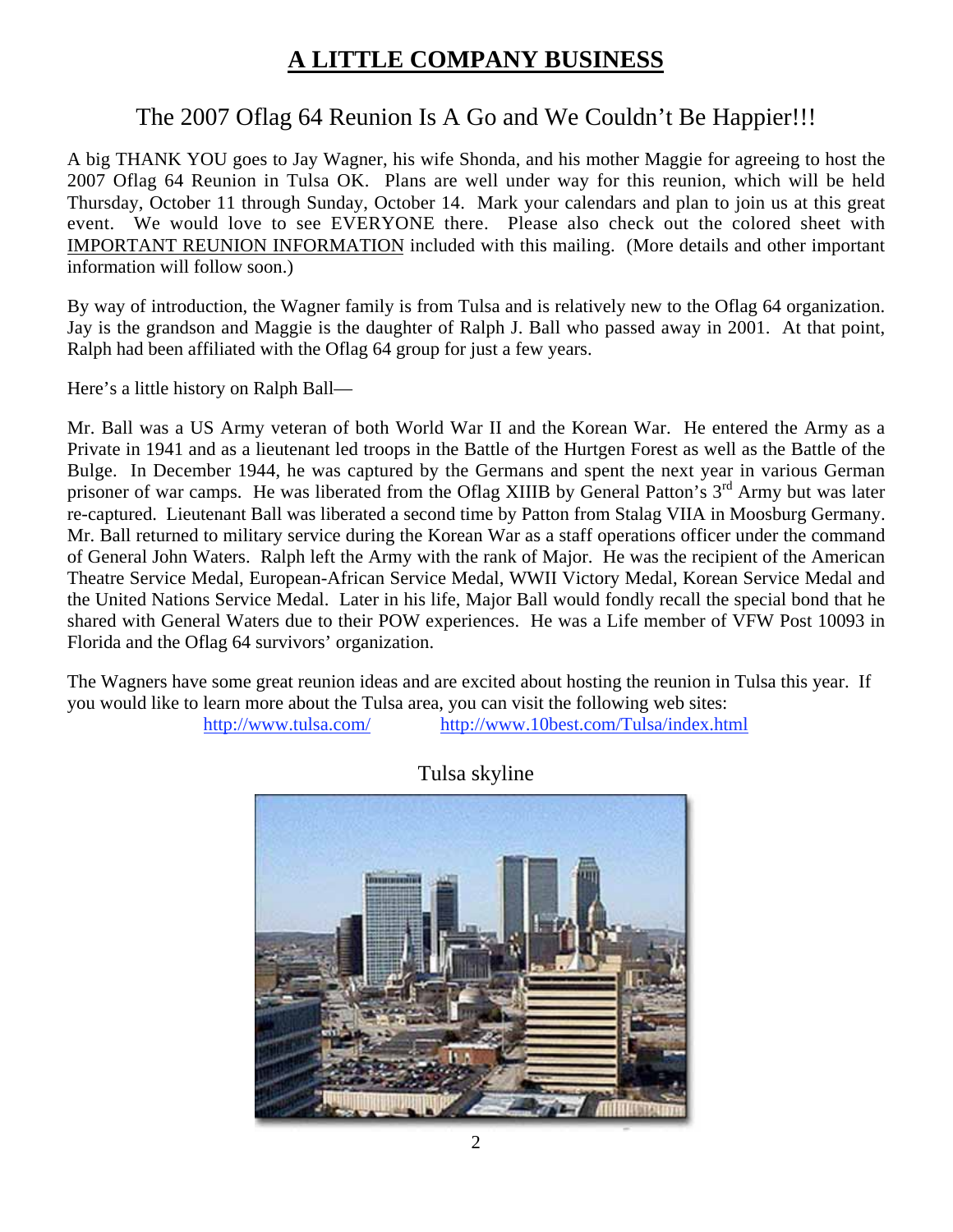# A LITTLE COMPANY BUSINESS

## The 2007 Oflag 64 Reunion Is A Go and We Couldn't Be Happier!!!

A big THANK YOU goes to Jay Wagner, his wife Shonda, and his mother Maggie for agreeing to host the 2007 Oflag 64 Reunion in Tulsa OK. Plans are well under way for this reunion, which will be held Thursday, October 11 through Sunday, October 14. Mark your calendars and plan to join us at this great event. We would love to see EVERYONE there. Please also check out the colored sheet with IMPORTANT REUNION INFORMATION included with this mailing. (More details and other important information will follow soon.)

By way of introduction, the Wagner family is from Tulsa and is relatively new to the Oflag 64 organization. Jay is the grandson and Maggie is the daughter of Ralph J. Ball who passed away in 2001. At that point, Ralph had been affiliated with the Oflag 64 group for just a few years.

Here's a little history on Ralph Ball—

Mr. Ball was a US Army veteran of both World War II and the Korean War. He entered the Army as a Private in 1941 and as a lieutenant led troops in the Battle of the Hurtgen Forest as well as the Battle of the Bulge. In December 1944, he was captured by the Germans and spent the next year in various German prisoner of war camps. He was liberated from the Oflag XIIIB by General Patton's 3rd Army but was later re-captured. Lieutenant Ball was liberated a second time by Patton from Stalag VIIA in Moosburg Germany. Mr. Ball returned to military service during the Korean War as a staff operations officer under the command of General John Waters. Ralph left the Army with the rank of Major. He was the recipient of the American Theatre Service Medal, European-African Service Medal, WWII Victory Medal, Korean Service Medal and the United Nations Service Medal. Later in his life, Major Ball would fondly recall the special bond that he shared with General Waters due to their POW experiences. He was a Life member of VFW Post 10093 in Florida and the Oflag 64 survivors' organization.

The Wagners have some great reunion ideas and are excited about hosting the reunion in Tulsa this year. If you would like to learn more about the Tulsa area, you can visit the following web sites:

http://www.tulsa.com/ http://www.10best.com/Tulsa/index.html

Tulsa skyline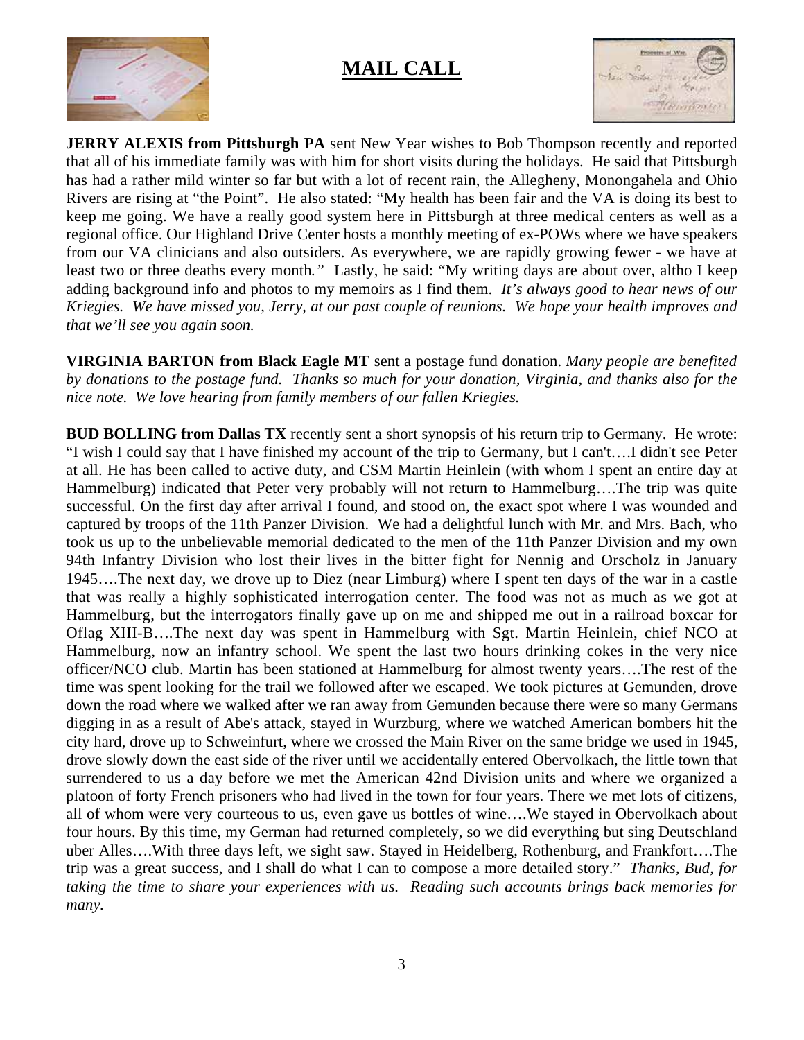# MAIL CALL

**JERRY ALEXIS from Pittsburgh PA** sent New Year wishes to Bob Thompson recently and reported that all of his immediate family was with him for short visits during the holidays. He said that Pittsburgh has had a rather mild winter so far but with a lot of recent rain, the Allegheny, Monongahela and Ohio Rivers are rising at "the Point". He also stated: "My health has been fair and the VA is doing its best to keep me going. We have a really good system here in Pittsburgh at three medical centers as well as a regional office. Our Highland Drive Center hosts a monthly meeting of ex-POWs where we have speakers from our VA clinicians and also outsiders. As everywhere, we are rapidly growing fewer - we have at least two or three deaths every month." Lastly, he said: "My writing days are about over, altho I keep adding background info and photos to my memoirs as I find them. *It's always good to hear news of our Kriegies. We have missed you, Jerry, at our past couple of reunions. We hope your health improves and that we'll see you again soon.*

**VIRGINIA BARTON from Black Eagle MT** sent a postage fund donation. *Many people are benefited by donations to the postage fund. Thanks so much for your donation, Virginia, and thanks also for the nice note. We love hearing from family members of our fallen Kriegies.*

**BUD BOLLING from Dallas TX** recently sent a short synopsis of his return trip to Germany. He wrote: "I wish I could say that I have finished my account of the trip to Germany, but I can't….I didn't see Peter at all. He has been called to active duty, and CSM Martin Heinlein (with whom I spent an entire day at Hammelburg) indicated that Peter very probably will not return to Hammelburg….The trip was quite successful. On the first day after arrival I found, and stood on, the exact spot where I was wounded and captured by troops of the 11th Panzer Division. We had a delightful lunch with Mr. and Mrs. Bach, who took us up to the unbelievable memorial dedicated to the men of the 11th Panzer Division and my own 94th Infantry Division who lost their lives in the bitter fight for Nennig and Orscholz in January 1945….The next day, we drove up to Diez (near Limburg) where I spent ten days of the war in a castle that was really a highly sophisticated interrogation center. The food was not as much as we got at Hammelburg, but the interrogators finally gave up on me and shipped me out in a railroad boxcar for Oflag XIII-B….The next day was spent in Hammelburg with Sgt. Martin Heinlein, chief NCO at Hammelburg, now an infantry school. We spent the last two hours drinking cokes in the very nice officer/NCO club. Martin has been stationed at Hammelburg for almost twenty years….The rest of the time was spent looking for the trail we followed after we escaped. We took pictures at Gemunden, drove down the road where we walked after we ran away from Gemunden because there were so many Germans digging in as a result of Abe's attack, stayed in Wurzburg, where we watched American bombers hit the city hard, drove up to Schweinfurt, where we crossed the Main River on the same bridge we used in 1945, drove slowly down the east side of the river until we accidentally entered Obervolkach, the little town that surrendered to us a day before we met the American 42nd Division units and where we organized a platoon of forty French prisoners who had lived in the town for four years. There we met lots of citizens, all of whom were very courteous to us, even gave us bottles of wine….We stayed in Obervolkach about four hours. By this time, my German had returned completely, so we did everything but sing Deutschland uber Alles….With three days left, we sight saw. Stayed in Heidelberg, Rothenburg, and Frankfort….The trip was a great success, and I shall do what I can to compose a more detailed story." *Thanks, Bud, for taking the time to share your experiences with us. Reading such accounts brings back memories for many.*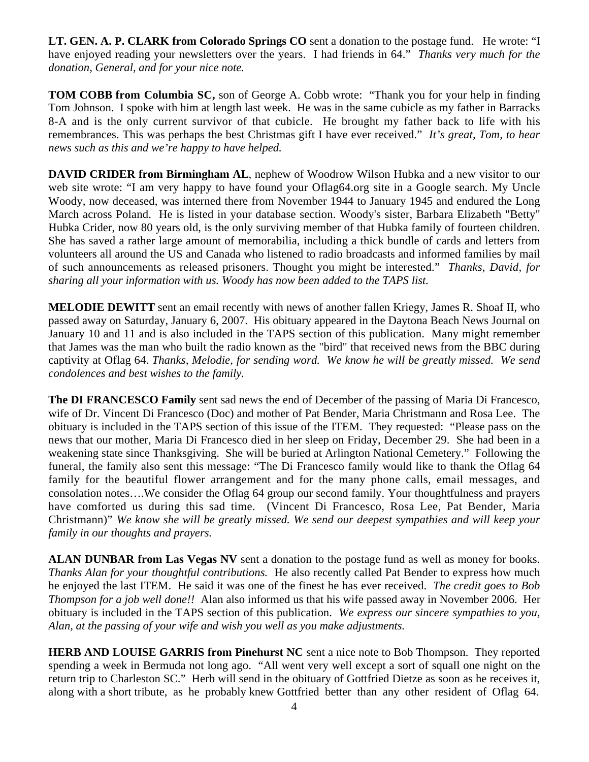**LT. GEN. A. P. CLARK from Colorado Springs CO** sent a donation to the postage fund. He wrote: "I have enjoyed reading your newsletters over the years. I had friends in 64." *Thanks very much for the donation, General, and for your nice note.*

**TOM COBB from Columbia SC,** son of George A. Cobb wrote: "Thank you for your help in finding Tom Johnson. I spoke with him at length last week. He was in the same cubicle as my father in Barracks 8-A and is the only current survivor of that cubicle. He brought my father back to life with his remembrances. This was perhaps the best Christmas gift I have ever received." *It's great, Tom, to hear news such as this and we're happy to have helped.*

**DAVID CRIDER from Birmingham AL**, nephew of Woodrow Wilson Hubka and a new visitor to our web site wrote: "I am very happy to have found your Oflag64.org site in a Google search. My Uncle Woody, now deceased, was interned there from November 1944 to January 1945 and endured the Long March across Poland. He is listed in your database section. Woody's sister, Barbara Elizabeth "Betty" Hubka Crider, now 80 years old, is the only surviving member of that Hubka family of fourteen children. She has saved a rather large amount of memorabilia, including a thick bundle of cards and letters from volunteers all around the US and Canada who listened to radio broadcasts and informed families by mail of such announcements as released prisoners. Thought you might be interested." *Thanks, David, for sharing all your information with us. Woody has now been added to the TAPS list.*

**MELODIE DEWITT** sent an email recently with news of another fallen Kriegy, James R. Shoaf II, who passed away on Saturday, January 6, 2007. His obituary appeared in the Daytona Beach News Journal on January 10 and 11 and is also included in the TAPS section of this publication. Many might remember that James was the man who built the radio known as the "bird" that received news from the BBC during captivity at Oflag 64. *Thanks, Melodie, for sending word. We know he will be greatly missed. We send condolences and best wishes to the family.*

**The DI FRANCESCO Family** sent sad news the end of December of the passing of Maria Di Francesco, wife of Dr. Vincent Di Francesco (Doc) and mother of Pat Bender, Maria Christmann and Rosa Lee. The obituary is included in the TAPS section of this issue of the ITEM. They requested: "Please pass on the news that our mother, Maria Di Francesco died in her sleep on Friday, December 29. She had been in a weakening state since Thanksgiving. She will be buried at Arlington National Cemetery." Following the funeral, the family also sent this message: "The Di Francesco family would like to thank the Oflag 64 family for the beautiful flower arrangement and for the many phone calls, email messages, and consolation notes….We consider the Oflag 64 group our second family. Your thoughtfulness and prayers have comforted us during this sad time. (Vincent Di Francesco, Rosa Lee, Pat Bender, Maria Christmann)" *We know she will be greatly missed. We send our deepest sympathies and will keep your family in our thoughts and prayers.*

**ALAN DUNBAR from Las Vegas NV** sent a donation to the postage fund as well as money for books. *Thanks Alan for your thoughtful contributions.* He also recently called Pat Bender to express how much he enjoyed the last ITEM. He said it was one of the finest he has ever received. *The credit goes to Bob Thompson for a job well done!!* Alan also informed us that his wife passed away in November 2006. Her obituary is included in the TAPS section of this publication. *We express our sincere sympathies to you, Alan, at the passing of your wife and wish you well as you make adjustments.*

**HERB AND LOUISE GARRIS from Pinehurst NC** sent a nice note to Bob Thompson. They reported spending a week in Bermuda not long ago. "All went very well except a sort of squall one night on the return trip to Charleston SC." Herb will send in the obituary of Gottfried Dietze as soon as he receives it, along with a short tribute, as he probably knew Gottfried better than any other resident of Oflag 64.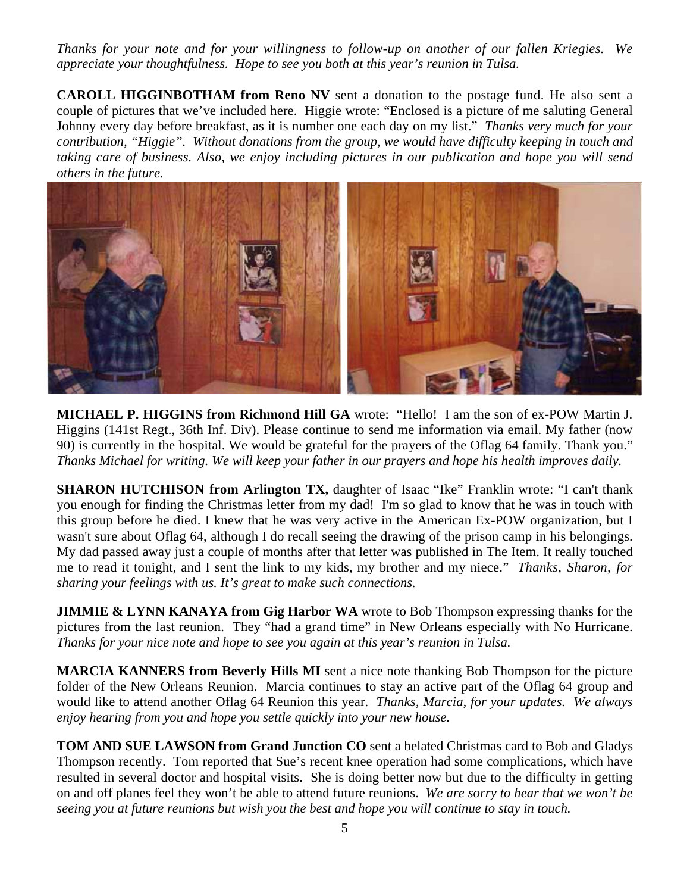*Thanks for your note and for your willingness to follow-up on another of our fallen Kriegies. We appreciate your thoughtfulness. Hope to see you both at this year's reunion in Tulsa.*

**CAROLL HIGGINBOTHAM from Reno NV** sent a donation to the postage fund. He also sent a couple of pictures that we've included here. Higgie wrote: "Enclosed is a picture of me saluting General Johnny every day before breakfast, as it is number one each day on my list." *Thanks very much for your contribution, "Higgie". Without donations from the group, we would have difficulty keeping in touch and taking care of business. Also, we enjoy including pictures in our publication and hope you will send others in the future.*

**MICHAEL P. HIGGINS from Richmond Hill GA** wrote: "Hello! I am the son of ex-POW Martin J. Higgins (141st Regt., 36th Inf. Div). Please continue to send me information via email. My father (now 90) is currently in the hospital. We would be grateful for the prayers of the Oflag 64 family. Thank you." *Thanks Michael for writing. We will keep your father in our prayers and hope his health improves daily.*

**SHARON HUTCHISON from Arlington TX,** daughter of Isaac "Ike" Franklin wrote: "I can't thank you enough for finding the Christmas letter from my dad! I'm so glad to know that he was in touch with this group before he died. I knew that he was very active in the American Ex-POW organization, but I wasn't sure about Oflag 64, although I do recall seeing the drawing of the prison camp in his belongings. My dad passed away just a couple of months after that letter was published in The Item. It really touched me to read it tonight, and I sent the link to my kids, my brother and my niece." *Thanks, Sharon, for sharing your feelings with us. It's great to make such connections.*

**JIMMIE & LYNN KANAYA from Gig Harbor WA** wrote to Bob Thompson expressing thanks for the pictures from the last reunion. They "had a grand time" in New Orleans especially with No Hurricane. *Thanks for your nice note and hope to see you again at this year's reunion in Tulsa.*

**MARCIA KANNERS from Beverly Hills MI** sent a nice note thanking Bob Thompson for the picture folder of the New Orleans Reunion. Marcia continues to stay an active part of the Oflag 64 group and would like to attend another Oflag 64 Reunion this year. *Thanks, Marcia, for your updates. We always enjoy hearing from you and hope you settle quickly into your new house.*

**TOM AND SUE LAWSON from Grand Junction CO** sent a belated Christmas card to Bob and Gladys Thompson recently. Tom reported that Sue's recent knee operation had some complications, which have resulted in several doctor and hospital visits. She is doing better now but due to the difficulty in getting on and off planes feel they won't be able to attend future reunions. *We are sorry to hear that we won't be seeing you at future reunions but wish you the best and hope you will continue to stay in touch.*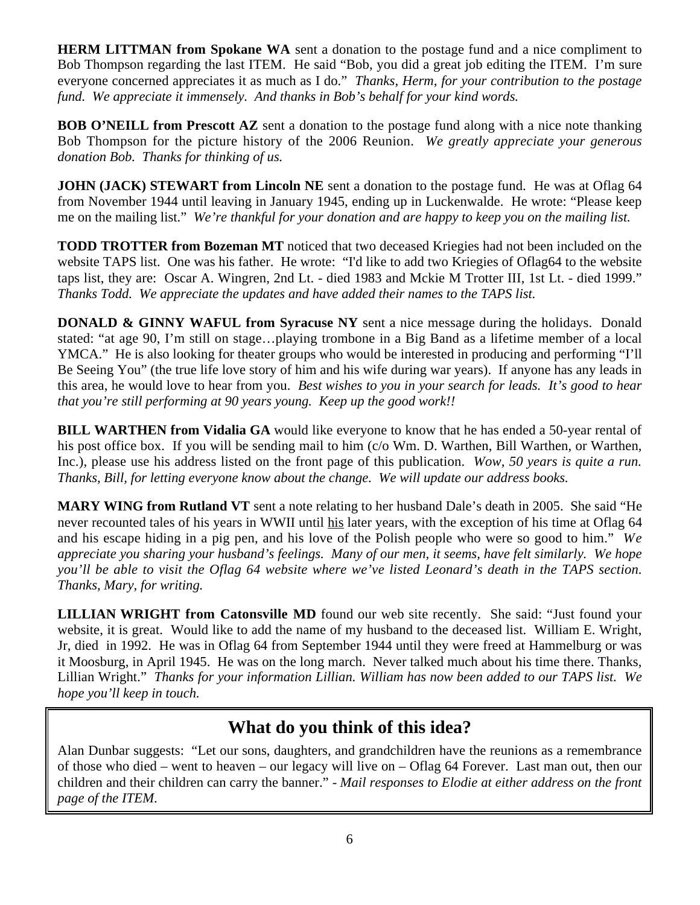**HERM LITTMAN from Spokane WA** sent a donation to the postage fund and a nice compliment to Bob Thompson regarding the last ITEM. He said "Bob, you did a great job editing the ITEM. I'm sure everyone concerned appreciates it as much as I do." *Thanks, Herm, for your contribution to the postage fund. We appreciate it immensely. And thanks in Bob's behalf for your kind words.*

**BOB O'NEILL from Prescott AZ** sent a donation to the postage fund along with a nice note thanking Bob Thompson for the picture history of the 2006 Reunion. *We greatly appreciate your generous donation Bob. Thanks for thinking of us.*

**JOHN (JACK) STEWART from Lincoln NE** sent a donation to the postage fund. He was at Oflag 64 from November 1944 until leaving in January 1945, ending up in Luckenwalde. He wrote: "Please keep me on the mailing list." *We're thankful for your donation and are happy to keep you on the mailing list.*

**TODD TROTTER from Bozeman MT** noticed that two deceased Kriegies had not been included on the website TAPS list. One was his father. He wrote: "I'd like to add two Kriegies of Oflag64 to the website taps list, they are: Oscar A. Wingren, 2nd Lt. - died 1983 and Mckie M Trotter III, 1st Lt. - died 1999." *Thanks Todd. We appreciate the updates and have added their names to the TAPS list.*

**DONALD & GINNY WAFUL from Syracuse NY** sent a nice message during the holidays. Donald stated: "at age 90, I'm still on stage…playing trombone in a Big Band as a lifetime member of a local YMCA." He is also looking for theater groups who would be interested in producing and performing "I'll Be Seeing You" (the true life love story of him and his wife during war years). If anyone has any leads in this area, he would love to hear from you. *Best wishes to you in your search for leads. It's good to hear that you're still performing at 90 years young. Keep up the good work!!*

**BILL WARTHEN from Vidalia GA** would like everyone to know that he has ended a 50-year rental of his post office box. If you will be sending mail to him (c/o Wm. D. Warthen, Bill Warthen, or Warthen, Inc.), please use his address listed on the front page of this publication. *Wow, 50 years is quite a run. Thanks, Bill, for letting everyone know about the change. We will update our address books.*

**MARY WING from Rutland VT** sent a note relating to her husband Dale's death in 2005. She said "He never recounted tales of his years in WWII until his later years, with the exception of his time at Oflag 64 and his escape hiding in a pig pen, and his love of the Polish people who were so good to him." *We appreciate you sharing your husband's feelings. Many of our men, it seems, have felt similarly. We hope you'll be able to visit the Oflag 64 website where we've listed Leonard's death in the TAPS section. Thanks, Mary, for writing.*

**LILLIAN WRIGHT from Catonsville MD** found our web site recently. She said: "Just found your website, it is great. Would like to add the name of my husband to the deceased list. William E. Wright, Jr, died in 1992. He was in Oflag 64 from September 1944 until they were freed at Hammelburg or was it Moosburg, in April 1945. He was on the long march. Never talked much about his time there. Thanks, Lillian Wright." *Thanks for your information Lillian. William has now been added to our TAPS list. We hope you'll keep in touch.*

## What do you think of this idea?

Alan Dunbar suggests: "Let our sons, daughters, and grandchildren have the reunions as a remembrance of those who died – went to heaven – our legacy will live on – Oflag 64 Forever. Last man out, then our children and their children can carry the banner." *- Mail responses to Elodie at either address on the front page of the ITEM.*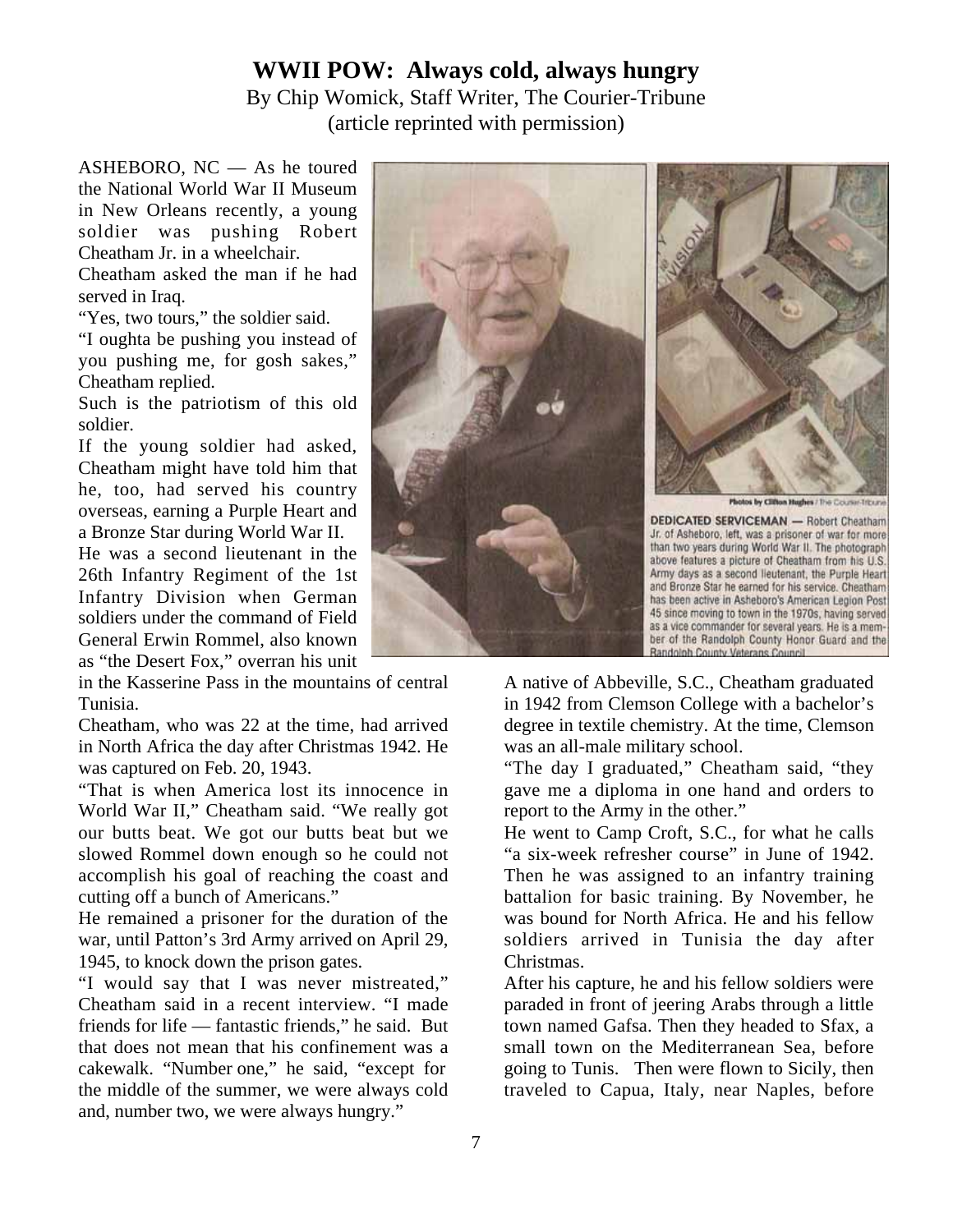# WWII POW: Always cold, always hungry

By Chip Womick, Staff Writer, The Courier-Tribune
(article reprinted with permission)

ASHEBORO, NC — As he toured the National World War II Museum in New Orleans recently, a young soldier was pushing Robert Cheatham Jr. in a wheelchair.

Cheatham asked the man if he had served in Iraq.

"Yes, two tours," the soldier said.

"I oughta be pushing you instead of you pushing me, for gosh sakes," Cheatham replied.

Such is the patriotism of this old soldier.

If the young soldier had asked, Cheatham might have told him that he, too, had served his country overseas, earning a Purple Heart and a Bronze Star during World War II.

He was a second lieutenant in the 26th Infantry Regiment of the 1st Infantry Division when German soldiers under the command of Field General Erwin Rommel, also known as "the Desert Fox," overran his unit in the Kasserine Pass in the mountains of central Tunisia.

Cheatham, who was 22 at the time, had arrived in North Africa the day after Christmas 1942. He was captured on Feb. 20, 1943.

"That is when America lost its innocence in World War II," Cheatham said. "We really got our butts beat. We got our butts beat but we slowed Rommel down enough so he could not accomplish his goal of reaching the coast and cutting off a bunch of Americans."

He remained a prisoner for the duration of the war, until Patton's 3rd Army arrived on April 29, 1945, to knock down the prison gates.

"I would say that I was never mistreated," Cheatham said in a recent interview. "I made friends for life — fantastic friends," he said. But that does not mean that his confinement was a cakewalk. "Number one," he said, "except for the middle of the summer, we were always cold and, number two, we were always hungry."

Photos by Clifton Hughes / The Courier-Tribune

**DEDICATED SERVICEMAN —** Robert Cheatham Jr. of Asheboro, left, was a prisoner of war for more than two years during World War II. The photograph above features a picture of Cheatham from his U.S. Army days as a second lieutenant, the Purple Heart and Bronze Star he earned for his service. Cheatham has been active in Asheboro's American Legion Post 45 since moving to town in the 1970s, having served as a vice commander for several years. He is a member of the Randolph County Honor Guard and the Randolph County Veterans Council.

A native of Abbeville, S.C., Cheatham graduated in 1942 from Clemson College with a bachelor's degree in textile chemistry. At the time, Clemson was an all-male military school.

"The day I graduated," Cheatham said, "they gave me a diploma in one hand and orders to report to the Army in the other."

He went to Camp Croft, S.C., for what he calls "a six-week refresher course" in June of 1942. Then he was assigned to an infantry training battalion for basic training. By November, he was bound for North Africa. He and his fellow soldiers arrived in Tunisia the day after Christmas.

After his capture, he and his fellow soldiers were paraded in front of jeering Arabs through a little town named Gafsa. Then they headed to Sfax, a small town on the Mediterranean Sea, before going to Tunis. Then were flown to Sicily, then traveled to Capua, Italy, near Naples, before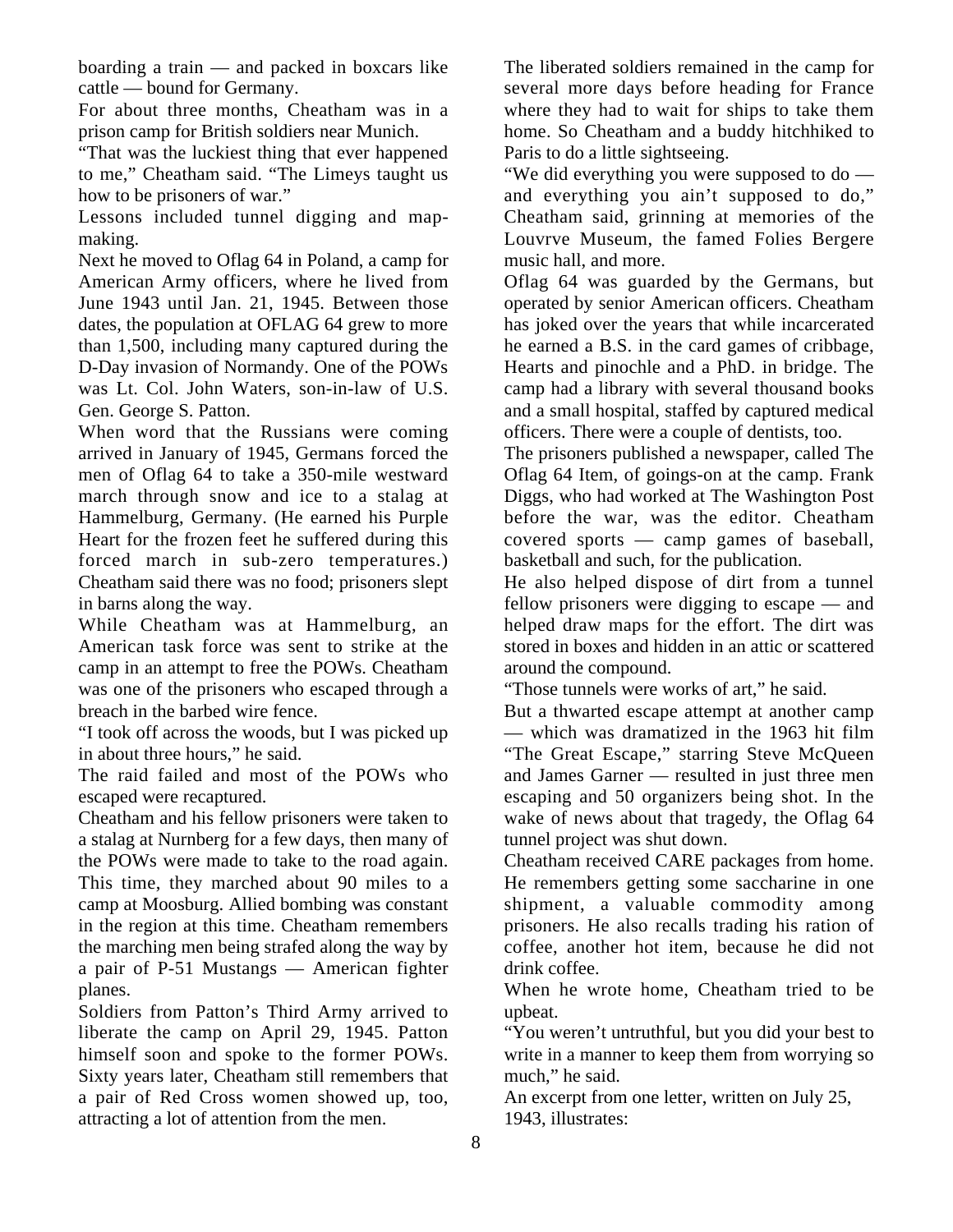boarding a train — and packed in boxcars like cattle — bound for Germany.

For about three months, Cheatham was in a prison camp for British soldiers near Munich.

"That was the luckiest thing that ever happened to me," Cheatham said. "The Limeys taught us how to be prisoners of war."

Lessons included tunnel digging and map-making.

Next he moved to Oflag 64 in Poland, a camp for American Army officers, where he lived from June 1943 until Jan. 21, 1945. Between those dates, the population at OFLAG 64 grew to more than 1,500, including many captured during the D-Day invasion of Normandy. One of the POWs was Lt. Col. John Waters, son-in-law of U.S. Gen. George S. Patton.

When word that the Russians were coming arrived in January of 1945, Germans forced the men of Oflag 64 to take a 350-mile westward march through snow and ice to a stalag at Hammelburg, Germany. (He earned his Purple Heart for the frozen feet he suffered during this forced march in sub-zero temperatures.) Cheatham said there was no food; prisoners slept in barns along the way.

While Cheatham was at Hammelburg, an American task force was sent to strike at the camp in an attempt to free the POWs. Cheatham was one of the prisoners who escaped through a breach in the barbed wire fence.

"I took off across the woods, but I was picked up in about three hours," he said.

The raid failed and most of the POWs who escaped were recaptured.

Cheatham and his fellow prisoners were taken to a stalag at Nurnberg for a few days, then many of the POWs were made to take to the road again. This time, they marched about 90 miles to a camp at Moosburg. Allied bombing was constant in the region at this time. Cheatham remembers the marching men being strafed along the way by a pair of P-51 Mustangs — American fighter planes.

Soldiers from Patton's Third Army arrived to liberate the camp on April 29, 1945. Patton himself soon and spoke to the former POWs. Sixty years later, Cheatham still remembers that a pair of Red Cross women showed up, too, attracting a lot of attention from the men.

The liberated soldiers remained in the camp for several more days before heading for France where they had to wait for ships to take them home. So Cheatham and a buddy hitchhiked to Paris to do a little sightseeing.

"We did everything you were supposed to do — and everything you ain't supposed to do," Cheatham said, grinning at memories of the Louvrve Museum, the famed Folies Bergere music hall, and more.

Oflag 64 was guarded by the Germans, but operated by senior American officers. Cheatham has joked over the years that while incarcerated he earned a B.S. in the card games of cribbage, Hearts and pinochle and a PhD. in bridge. The camp had a library with several thousand books and a small hospital, staffed by captured medical officers. There were a couple of dentists, too.

The prisoners published a newspaper, called The Oflag 64 Item, of goings-on at the camp. Frank Diggs, who had worked at The Washington Post before the war, was the editor. Cheatham covered sports — camp games of baseball, basketball and such, for the publication.

He also helped dispose of dirt from a tunnel fellow prisoners were digging to escape — and helped draw maps for the effort. The dirt was stored in boxes and hidden in an attic or scattered around the compound.

"Those tunnels were works of art," he said.

But a thwarted escape attempt at another camp — which was dramatized in the 1963 hit film "The Great Escape," starring Steve McQueen and James Garner — resulted in just three men escaping and 50 organizers being shot. In the wake of news about that tragedy, the Oflag 64 tunnel project was shut down.

Cheatham received CARE packages from home. He remembers getting some saccharine in one shipment, a valuable commodity among prisoners. He also recalls trading his ration of coffee, another hot item, because he did not drink coffee.

When he wrote home, Cheatham tried to be upbeat.

"You weren't untruthful, but you did your best to write in a manner to keep them from worrying so much," he said.

An excerpt from one letter, written on July 25, 1943, illustrates: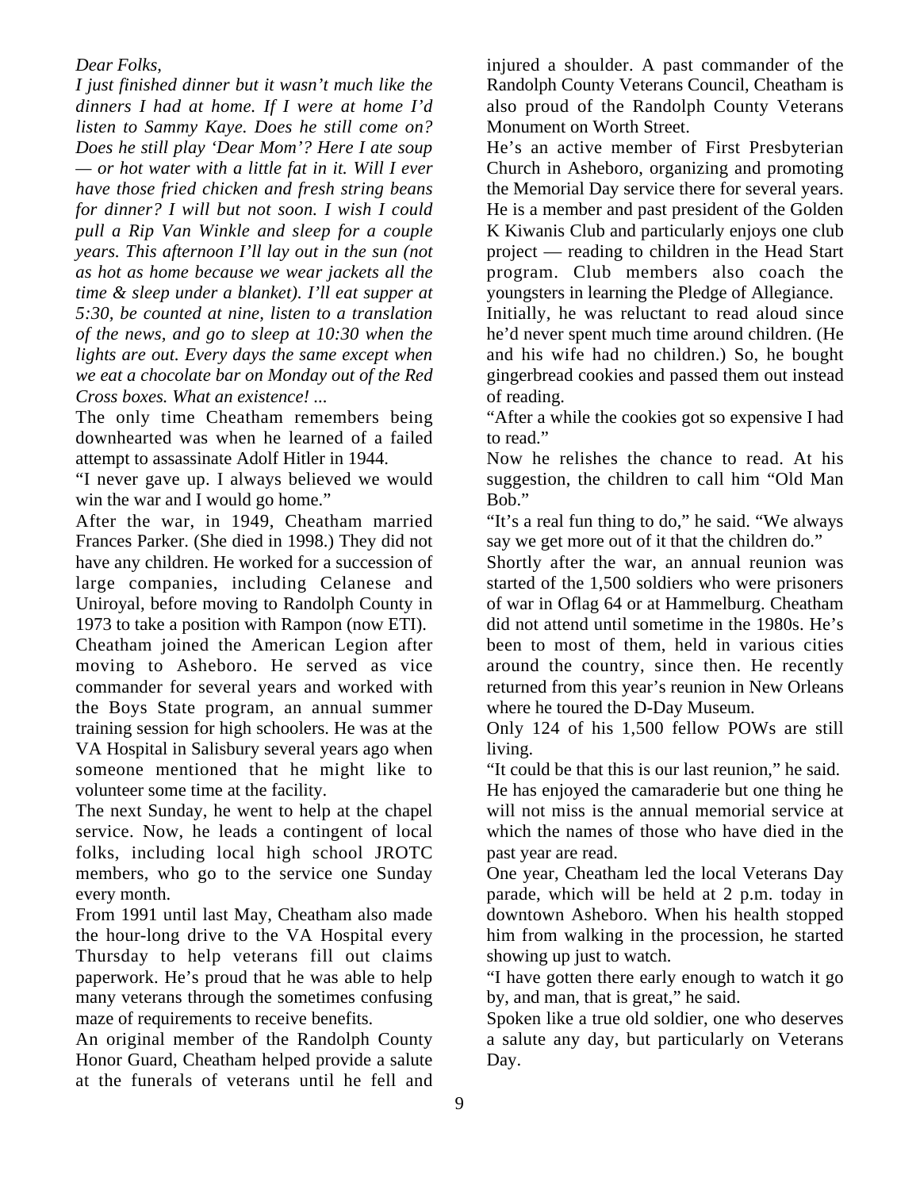*Dear Folks,*

*I just finished dinner but it wasn't much like the dinners I had at home. If I were at home I'd listen to Sammy Kaye. Does he still come on? Does he still play 'Dear Mom'? Here I ate soup — or hot water with a little fat in it. Will I ever have those fried chicken and fresh string beans for dinner? I will but not soon. I wish I could pull a Rip Van Winkle and sleep for a couple years. This afternoon I'll lay out in the sun (not as hot as home because we wear jackets all the time & sleep under a blanket). I'll eat supper at 5:30, be counted at nine, listen to a translation of the news, and go to sleep at 10:30 when the lights are out. Every days the same except when we eat a chocolate bar on Monday out of the Red Cross boxes. What an existence! ...*

The only time Cheatham remembers being downhearted was when he learned of a failed attempt to assassinate Adolf Hitler in 1944.

"I never gave up. I always believed we would win the war and I would go home."

After the war, in 1949, Cheatham married Frances Parker. (She died in 1998.) They did not have any children. He worked for a succession of large companies, including Celanese and Uniroyal, before moving to Randolph County in 1973 to take a position with Rampon (now ETI).

Cheatham joined the American Legion after moving to Asheboro. He served as vice commander for several years and worked with the Boys State program, an annual summer training session for high schoolers. He was at the VA Hospital in Salisbury several years ago when someone mentioned that he might like to volunteer some time at the facility.

The next Sunday, he went to help at the chapel service. Now, he leads a contingent of local folks, including local high school JROTC members, who go to the service one Sunday every month.

From 1991 until last May, Cheatham also made the hour-long drive to the VA Hospital every Thursday to help veterans fill out claims paperwork. He's proud that he was able to help many veterans through the sometimes confusing maze of requirements to receive benefits.

An original member of the Randolph County Honor Guard, Cheatham helped provide a salute at the funerals of veterans until he fell and injured a shoulder. A past commander of the Randolph County Veterans Council, Cheatham is also proud of the Randolph County Veterans Monument on Worth Street.

He's an active member of First Presbyterian Church in Asheboro, organizing and promoting the Memorial Day service there for several years. He is a member and past president of the Golden K Kiwanis Club and particularly enjoys one club project — reading to children in the Head Start program. Club members also coach the youngsters in learning the Pledge of Allegiance.

Initially, he was reluctant to read aloud since he'd never spent much time around children. (He and his wife had no children.) So, he bought gingerbread cookies and passed them out instead of reading.

"After a while the cookies got so expensive I had to read."

Now he relishes the chance to read. At his suggestion, the children to call him "Old Man Bob."

"It's a real fun thing to do," he said. "We always say we get more out of it that the children do."

Shortly after the war, an annual reunion was started of the 1,500 soldiers who were prisoners of war in Oflag 64 or at Hammelburg. Cheatham did not attend until sometime in the 1980s. He's been to most of them, held in various cities around the country, since then. He recently returned from this year's reunion in New Orleans where he toured the D-Day Museum.

Only 124 of his 1,500 fellow POWs are still living.

"It could be that this is our last reunion," he said.

He has enjoyed the camaraderie but one thing he will not miss is the annual memorial service at which the names of those who have died in the past year are read.

One year, Cheatham led the local Veterans Day parade, which will be held at 2 p.m. today in downtown Asheboro. When his health stopped him from walking in the procession, he started showing up just to watch.

"I have gotten there early enough to watch it go by, and man, that is great," he said.

Spoken like a true old soldier, one who deserves a salute any day, but particularly on Veterans Day.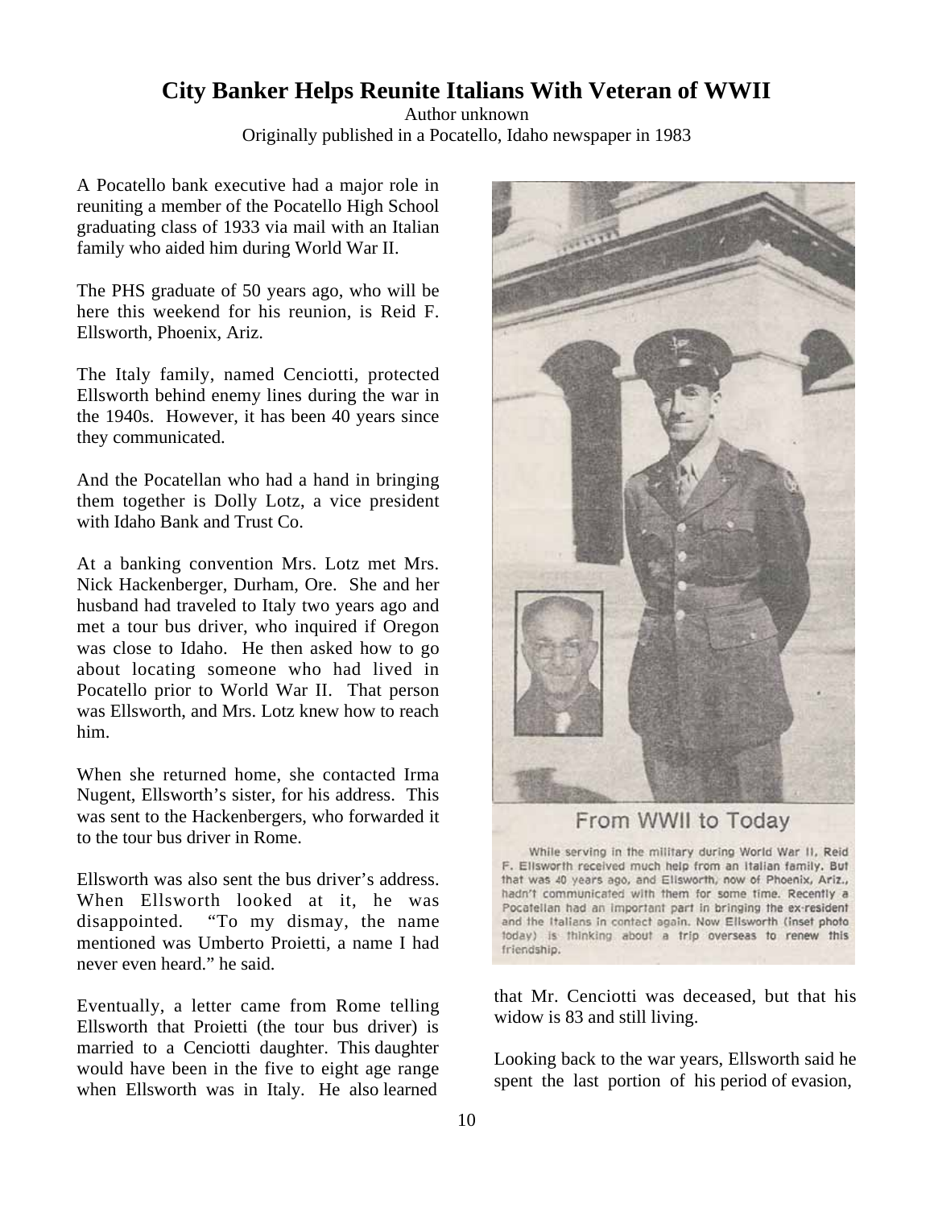# City Banker Helps Reunite Italians With Veteran of WWII

Author unknown
Originally published in a Pocatello, Idaho newspaper in 1983

A Pocatello bank executive had a major role in reuniting a member of the Pocatello High School graduating class of 1933 via mail with an Italian family who aided him during World War II.

The PHS graduate of 50 years ago, who will be here this weekend for his reunion, is Reid F. Ellsworth, Phoenix, Ariz.

The Italy family, named Cenciotti, protected Ellsworth behind enemy lines during the war in the 1940s. However, it has been 40 years since they communicated.

And the Pocatellan who had a hand in bringing them together is Dolly Lotz, a vice president with Idaho Bank and Trust Co.

At a banking convention Mrs. Lotz met Mrs. Nick Hackenberger, Durham, Ore. She and her husband had traveled to Italy two years ago and met a tour bus driver, who inquired if Oregon was close to Idaho. He then asked how to go about locating someone who had lived in Pocatello prior to World War II. That person was Ellsworth, and Mrs. Lotz knew how to reach him.

When she returned home, she contacted Irma Nugent, Ellsworth's sister, for his address. This was sent to the Hackenbergers, who forwarded it to the tour bus driver in Rome.

Ellsworth was also sent the bus driver's address. When Ellsworth looked at it, he was disappointed. "To my dismay, the name mentioned was Umberto Proietti, a name I had never even heard." he said.

Eventually, a letter came from Rome telling Ellsworth that Proietti (the tour bus driver) is married to a Cenciotti daughter. This daughter would have been in the five to eight age range when Ellsworth was in Italy. He also learned that Mr. Cenciotti was deceased, but that his widow is 83 and still living.

**From WWII to Today**

While serving in the military during World War II, Reid F. Ellsworth received much help from an Italian family. But that was 40 years ago, and Ellsworth, now of Phoenix, Ariz., hadn't communicated with them for some time. Recently a Pocatellan had an important part in bringing the ex-resident and the Italians in contact again. Now Ellsworth (inset photo today) is thinking about a trip overseas to renew this friendship.

Looking back to the war years, Ellsworth said he spent the last portion of his period of evasion,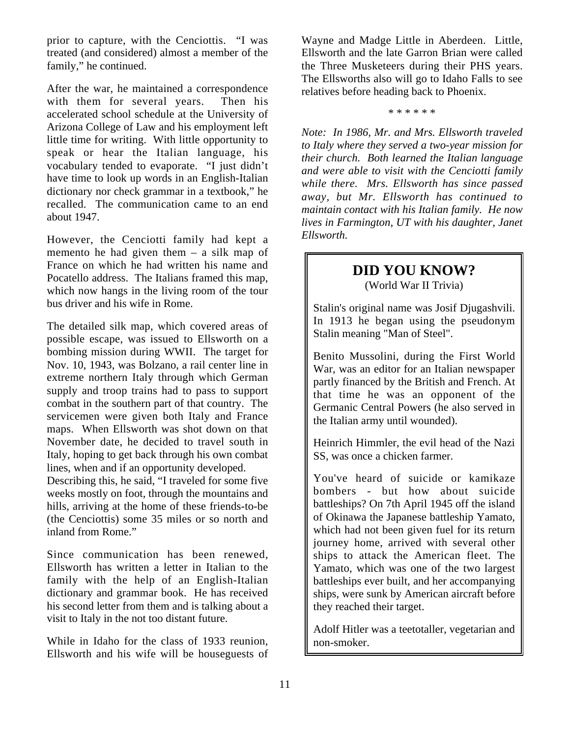prior to capture, with the Cenciottis. "I was treated (and considered) almost a member of the family," he continued.

After the war, he maintained a correspondence with them for several years. Then his accelerated school schedule at the University of Arizona College of Law and his employment left little time for writing. With little opportunity to speak or hear the Italian language, his vocabulary tended to evaporate. "I just didn't have time to look up words in an English-Italian dictionary nor check grammar in a textbook," he recalled. The communication came to an end about 1947.

However, the Cenciotti family had kept a memento he had given them – a silk map of France on which he had written his name and Pocatello address. The Italians framed this map, which now hangs in the living room of the tour bus driver and his wife in Rome.

The detailed silk map, which covered areas of possible escape, was issued to Ellsworth on a bombing mission during WWII. The target for Nov. 10, 1943, was Bolzano, a rail center line in extreme northern Italy through which German supply and troop trains had to pass to support combat in the southern part of that country. The servicemen were given both Italy and France maps. When Ellsworth was shot down on that November date, he decided to travel south in Italy, hoping to get back through his own combat lines, when and if an opportunity developed.
Describing this, he said, "I traveled for some five weeks mostly on foot, through the mountains and hills, arriving at the home of these friends-to-be (the Cenciottis) some 35 miles or so north and inland from Rome."

Since communication has been renewed, Ellsworth has written a letter in Italian to the family with the help of an English-Italian dictionary and grammar book. He has received his second letter from them and is talking about a visit to Italy in the not too distant future.

While in Idaho for the class of 1933 reunion, Ellsworth and his wife will be houseguests of Wayne and Madge Little in Aberdeen. Little, Ellsworth and the late Garron Brian were called the Three Musketeers during their PHS years. The Ellsworths also will go to Idaho Falls to see relatives before heading back to Phoenix.

\* \* \* \* \* \*

*Note: In 1986, Mr. and Mrs. Ellsworth traveled to Italy where they served a two-year mission for their church. Both learned the Italian language and were able to visit with the Cenciotti family while there. Mrs. Ellsworth has since passed away, but Mr. Ellsworth has continued to maintain contact with his Italian family. He now lives in Farmington, UT with his daughter, Janet Ellsworth.*

## DID YOU KNOW?

(World War II Trivia)

Stalin's original name was Josif Djugashvili. In 1913 he began using the pseudonym Stalin meaning "Man of Steel".

Benito Mussolini, during the First World War, was an editor for an Italian newspaper partly financed by the British and French. At that time he was an opponent of the Germanic Central Powers (he also served in the Italian army until wounded).

Heinrich Himmler, the evil head of the Nazi SS, was once a chicken farmer.

You've heard of suicide or kamikaze bombers - but how about suicide battleships? On 7th April 1945 off the island of Okinawa the Japanese battleship Yamato, which had not been given fuel for its return journey home, arrived with several other ships to attack the American fleet. The Yamato, which was one of the two largest battleships ever built, and her accompanying ships, were sunk by American aircraft before they reached their target.

Adolf Hitler was a teetotaller, vegetarian and non-smoker.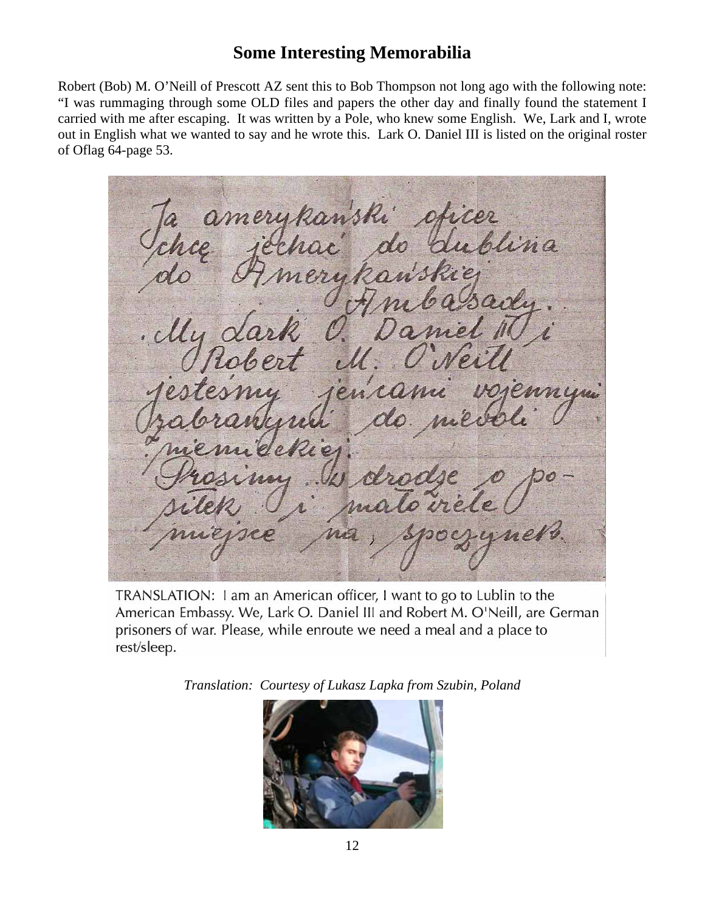## Some Interesting Memorabilia

Robert (Bob) M. O'Neill of Prescott AZ sent this to Bob Thompson not long ago with the following note: "I was rummaging through some OLD files and papers the other day and finally found the statement I carried with me after escaping. It was written by a Pole, who knew some English. We, Lark and I, wrote out in English what we wanted to say and he wrote this. Lark O. Daniel III is listed on the original roster of Oflag 64-page 53.

TRANSLATION: I am an American officer, I want to go to Lublin to the American Embassy. We, Lark O. Daniel III and Robert M. O'Neill, are German prisoners of war. Please, while enroute we need a meal and a place to rest/sleep.

*Translation: Courtesy of Lukasz Lapka from Szubin, Poland*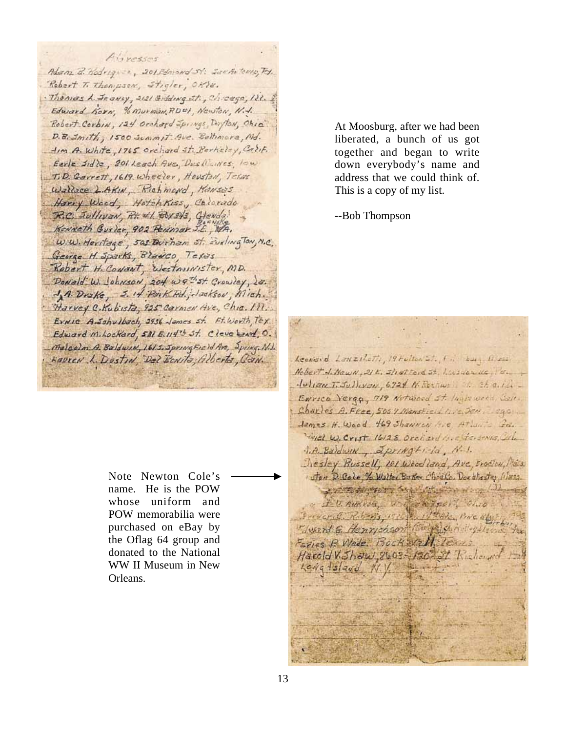Addresses

Adam R. Rodriguez, 201 Edmond St. San Antonio, Tex.
Robert T. Thompson, Stigler, Okla.
Thomas L. Jeaney, 2121 Gidding St., Chicago, Ill.
Edward Korn, % Murman, RD#1, Newton, N.J.
Robert Corbin, 124 Orchard Springs, Dayton, Ohio
D.B. Smith, 1500 Summit Ave. Baltimore, Md.
Jim A. White, 1765 Orchard St. Berkeley, Calif.
Earle Sidle, 801 Leach Ave., Des Moines, Iowa
T.D. Garrett, 1619 Wheeler, Houston, Texas
Wallace L. Akin, Richmond, Kansas
Harry Wood, Hotchkiss, Colorado
R.C. Sullivan, Rt #1 Box 343, Glendale
Kenneth Gusler, 902 Reimer S.E., Roanoke, VA.
W.W. Heritage, 503 Durham St. Burlington, N.C.
George H. Sparks, Blanco, Texas
Robert H. Cowant, Westminister, MD.
Donald W. Johnson, 204 W 9th St. Crowley, La.
J.A. Drake, 314 Park Rd., Jackson, Mich.
Harvey C. Kubista, 925 Carmen Ave, Chic. Ill.
Ervin A. Schulbach, 2956 James St. Ft. Worth, Tex.
Edward M. Lockard, 531 E. 114th St. Cleveland, O.
Malcolm A. Baldwin, 1615 Springfield Ave, Spring. N.J.
Lauren L. Dustin, Del Bonita, Alberta, Can.

At Moosburg, after we had been liberated, a bunch of us got together and began to write down everybody's name and address that we could think of. This is a copy of my list.

--Bob Thompson

Leonard Lanzilotti, 19 Fulton St., ... Mass.
Robert J. Newn, 21 E. Stratford St. Lansdowne, Pa.
Julian T. Sullivan, 6724 N. ... Chicago, Ill.
Enrico Verga, 719 Nutwood St. Inglewood, Calif.
Charles A. Free, 5057 Mansfield Ave, San Diego
James H. Wood 469 Shannon Ave, Atlanta Ga.
Virgil W. Crist 16125 Orchard Ave, Gardena, Calif.
J.A. Baldwin, Springfield, N.J.
Chesley Russell, 101 Woodland Ave, ...
Newton D. Cole % Walter Baker Choc Co. Dorchester, Mass.

...

... Robbins, ...
Edward G. Henrichson ... Fairbury ...
Ferris R. Wade Rockwall, Texas
Harold V. Shaw, 2603 - 126 St. Richmond Hill, Long Island N.Y.

Note Newton Cole's name. He is the POW whose uniform and POW memorabilia were purchased on eBay by the Oflag 64 group and donated to the National WW II Museum in New Orleans.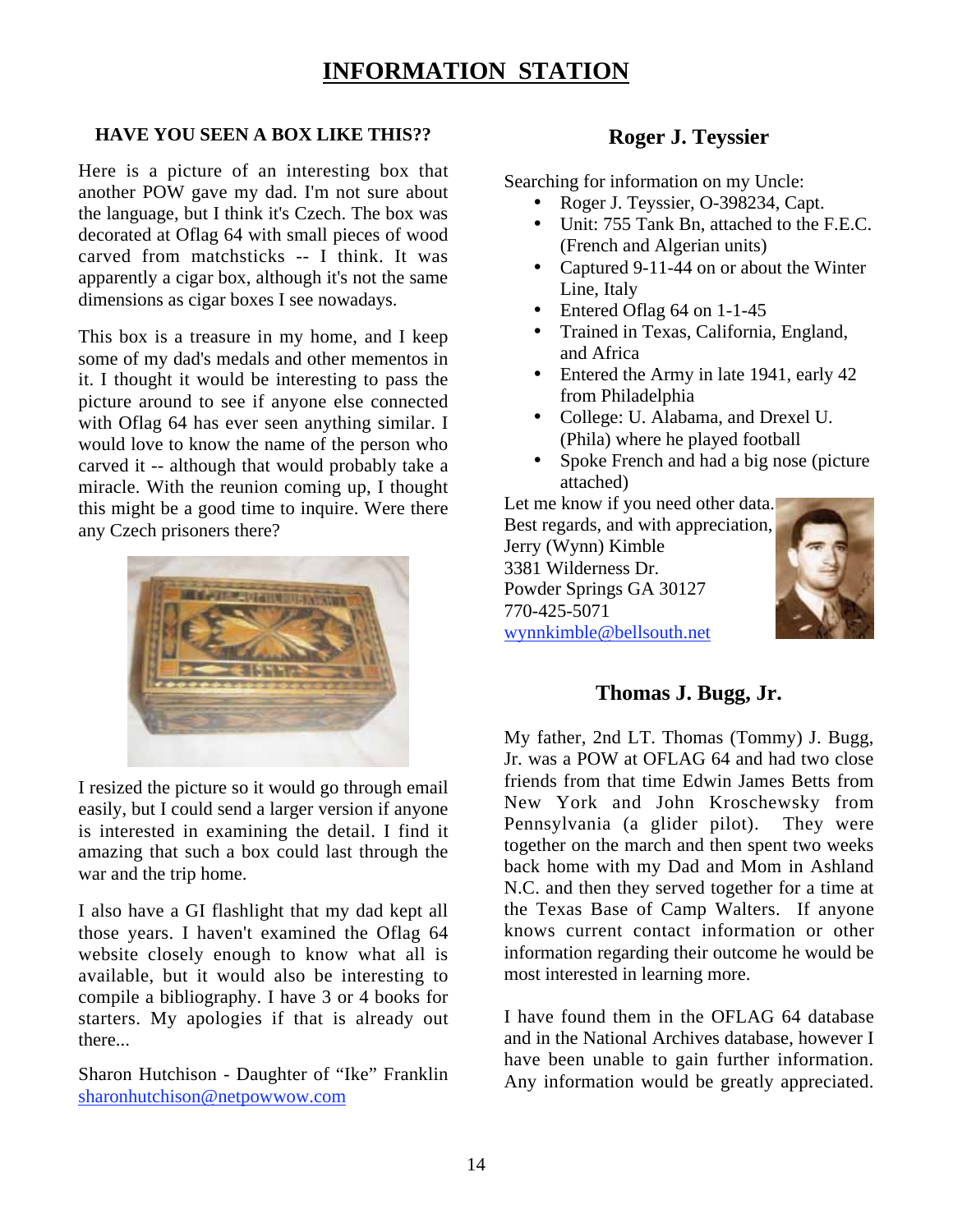# INFORMATION STATION

### HAVE YOU SEEN A BOX LIKE THIS??

Here is a picture of an interesting box that another POW gave my dad. I'm not sure about the language, but I think it's Czech. The box was decorated at Oflag 64 with small pieces of wood carved from matchsticks -- I think. It was apparently a cigar box, although it's not the same dimensions as cigar boxes I see nowadays.

This box is a treasure in my home, and I keep some of my dad's medals and other mementos in it. I thought it would be interesting to pass the picture around to see if anyone else connected with Oflag 64 has ever seen anything similar. I would love to know the name of the person who carved it -- although that would probably take a miracle. With the reunion coming up, I thought this might be a good time to inquire. Were there any Czech prisoners there?

I resized the picture so it would go through email easily, but I could send a larger version if anyone is interested in examining the detail. I find it amazing that such a box could last through the war and the trip home.

I also have a GI flashlight that my dad kept all those years. I haven't examined the Oflag 64 website closely enough to know what all is available, but it would also be interesting to compile a bibliography. I have 3 or 4 books for starters. My apologies if that is already out there...

Sharon Hutchison - Daughter of "Ike" Franklin
sharonhutchison@netpowwow.com

## Roger J. Teyssier

Searching for information on my Uncle:

- Roger J. Teyssier, O-398234, Capt.
- Unit: 755 Tank Bn, attached to the F.E.C. (French and Algerian units)
- Captured 9-11-44 on or about the Winter Line, Italy
- Entered Oflag 64 on 1-1-45
- Trained in Texas, California, England, and Africa
- Entered the Army in late 1941, early 42 from Philadelphia
- College: U. Alabama, and Drexel U. (Phila) where he played football
- Spoke French and had a big nose (picture attached)

Let me know if you need other data.
Best regards, and with appreciation,
Jerry (Wynn) Kimble
3381 Wilderness Dr.
Powder Springs GA 30127
770-425-5071
wynnkimble@bellsouth.net

## Thomas J. Bugg, Jr.

My father, 2nd LT. Thomas (Tommy) J. Bugg, Jr. was a POW at OFLAG 64 and had two close friends from that time Edwin James Betts from New York and John Kroschewsky from Pennsylvania (a glider pilot). They were together on the march and then spent two weeks back home with my Dad and Mom in Ashland N.C. and then they served together for a time at the Texas Base of Camp Walters. If anyone knows current contact information or other information regarding their outcome he would be most interested in learning more.

I have found them in the OFLAG 64 database and in the National Archives database, however I have been unable to gain further information. Any information would be greatly appreciated.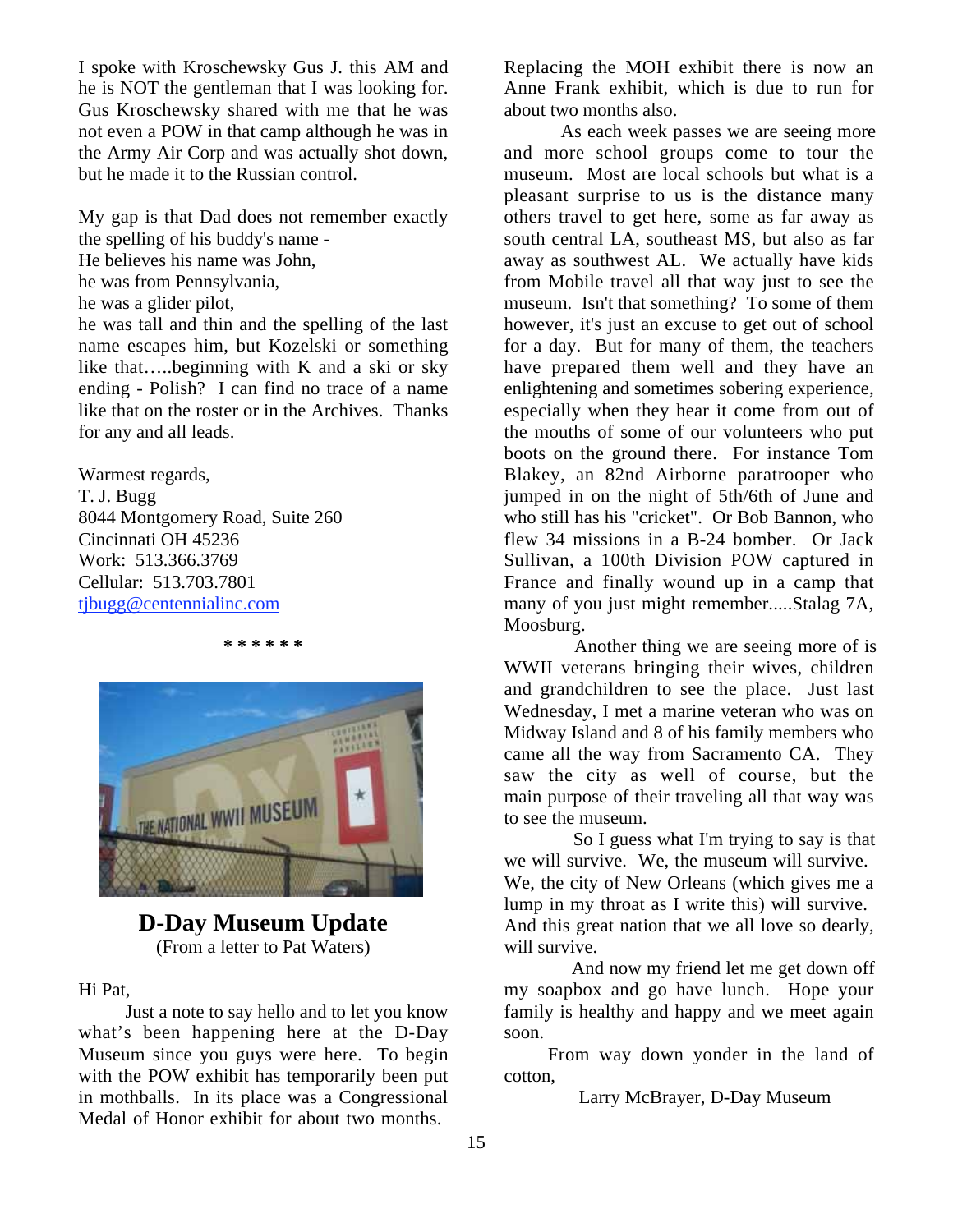I spoke with Kroschewsky Gus J. this AM and he is NOT the gentleman that I was looking for. Gus Kroschewsky shared with me that he was not even a POW in that camp although he was in the Army Air Corp and was actually shot down, but he made it to the Russian control.

My gap is that Dad does not remember exactly the spelling of his buddy's name -
He believes his name was John,
he was from Pennsylvania,
he was a glider pilot,
he was tall and thin and the spelling of the last name escapes him, but Kozelski or something like that…..beginning with K and a ski or sky ending - Polish? I can find no trace of a name like that on the roster or in the Archives. Thanks for any and all leads.

Warmest regards,
T. J. Bugg
8044 Montgomery Road, Suite 260
Cincinnati OH 45236
Work: 513.366.3769
Cellular: 513.703.7801
tjbugg@centennialinc.com

\* \* \* \* \* \*

## D-Day Museum Update

(From a letter to Pat Waters)

Hi Pat,

Just a note to say hello and to let you know what's been happening here at the D-Day Museum since you guys were here. To begin with the POW exhibit has temporarily been put in mothballs. In its place was a Congressional Medal of Honor exhibit for about two months. Replacing the MOH exhibit there is now an Anne Frank exhibit, which is due to run for about two months also.

As each week passes we are seeing more and more school groups come to tour the museum. Most are local schools but what is a pleasant surprise to us is the distance many others travel to get here, some as far away as south central LA, southeast MS, but also as far away as southwest AL. We actually have kids from Mobile travel all that way just to see the museum. Isn't that something? To some of them however, it's just an excuse to get out of school for a day. But for many of them, the teachers have prepared them well and they have an enlightening and sometimes sobering experience, especially when they hear it come from out of the mouths of some of our volunteers who put boots on the ground there. For instance Tom Blakey, an 82nd Airborne paratrooper who jumped in on the night of 5th/6th of June and who still has his "cricket". Or Bob Bannon, who flew 34 missions in a B-24 bomber. Or Jack Sullivan, a 100th Division POW captured in France and finally wound up in a camp that many of you just might remember.....Stalag 7A, Moosburg.

Another thing we are seeing more of is WWII veterans bringing their wives, children and grandchildren to see the place. Just last Wednesday, I met a marine veteran who was on Midway Island and 8 of his family members who came all the way from Sacramento CA. They saw the city as well of course, but the main purpose of their traveling all that way was to see the museum.

So I guess what I'm trying to say is that we will survive. We, the museum will survive. We, the city of New Orleans (which gives me a lump in my throat as I write this) will survive. And this great nation that we all love so dearly, will survive.

And now my friend let me get down off my soapbox and go have lunch. Hope your family is healthy and happy and we meet again soon.

From way down yonder in the land of cotton,

Larry McBrayer, D-Day Museum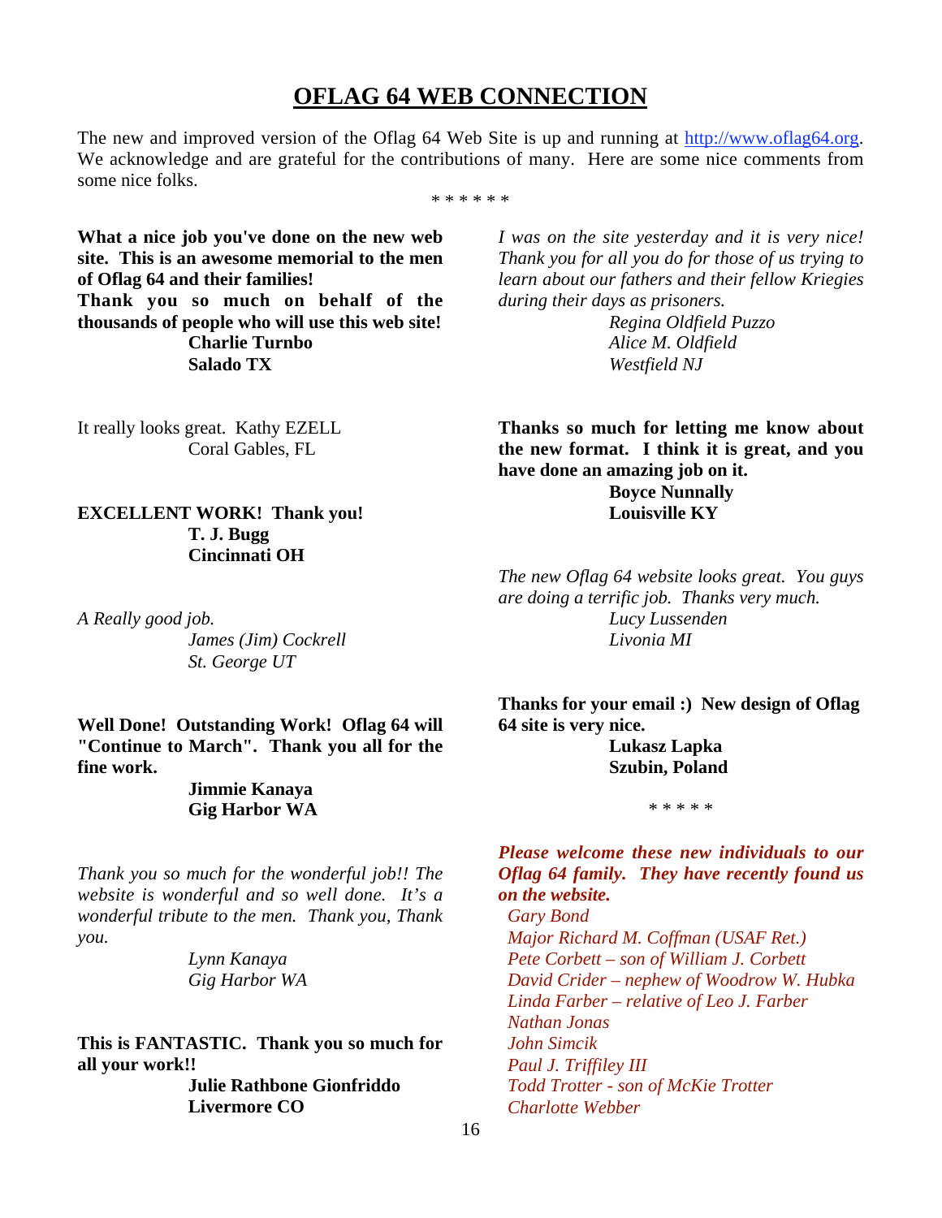# OFLAG 64 WEB CONNECTION

The new and improved version of the Oflag 64 Web Site is up and running at http://www.oflag64.org. We acknowledge and are grateful for the contributions of many. Here are some nice comments from some nice folks.

\* \* \* \* \* \*

**What a nice job you've done on the new web site. This is an awesome memorial to the men of Oflag 64 and their families!**
**Thank you so much on behalf of the thousands of people who will use this web site!**

**Charlie Turnbo**
**Salado TX**

It really looks great. Kathy EZELL
Coral Gables, FL

**EXCELLENT WORK! Thank you!**

**T. J. Bugg**
**Cincinnati OH**

*A Really good job.*

*James (Jim) Cockrell*
*St. George UT*

**Well Done! Outstanding Work! Oflag 64 will "Continue to March". Thank you all for the fine work.**

**Jimmie Kanaya**
**Gig Harbor WA**

*Thank you so much for the wonderful job!! The website is wonderful and so well done. It's a wonderful tribute to the men. Thank you, Thank you.*

*Lynn Kanaya*
*Gig Harbor WA*

**This is FANTASTIC. Thank you so much for all your work!!**

**Julie Rathbone Gionfriddo**
**Livermore CO**

*I was on the site yesterday and it is very nice! Thank you for all you do for those of us trying to learn about our fathers and their fellow Kriegies during their days as prisoners.*

*Regina Oldfield Puzzo*
*Alice M. Oldfield*
*Westfield NJ*

**Thanks so much for letting me know about the new format. I think it is great, and you have done an amazing job on it.**

**Boyce Nunnally**
**Louisville KY**

*The new Oflag 64 website looks great. You guys are doing a terrific job. Thanks very much.*

*Lucy Lussenden*
*Livonia MI*

**Thanks for your email :) New design of Oflag 64 site is very nice.**

**Lukasz Lapka**
**Szubin, Poland**

\* \* \* \* \*

***Please welcome these new individuals to our Oflag 64 family. They have recently found us on the website.***

*Gary Bond*
*Major Richard M. Coffman (USAF Ret.)*
*Pete Corbett – son of William J. Corbett*
*David Crider – nephew of Woodrow W. Hubka*
*Linda Farber – relative of Leo J. Farber*
*Nathan Jonas*
*John Simcik*
*Paul J. Triffiley III*
*Todd Trotter - son of McKie Trotter*
*Charlotte Webber*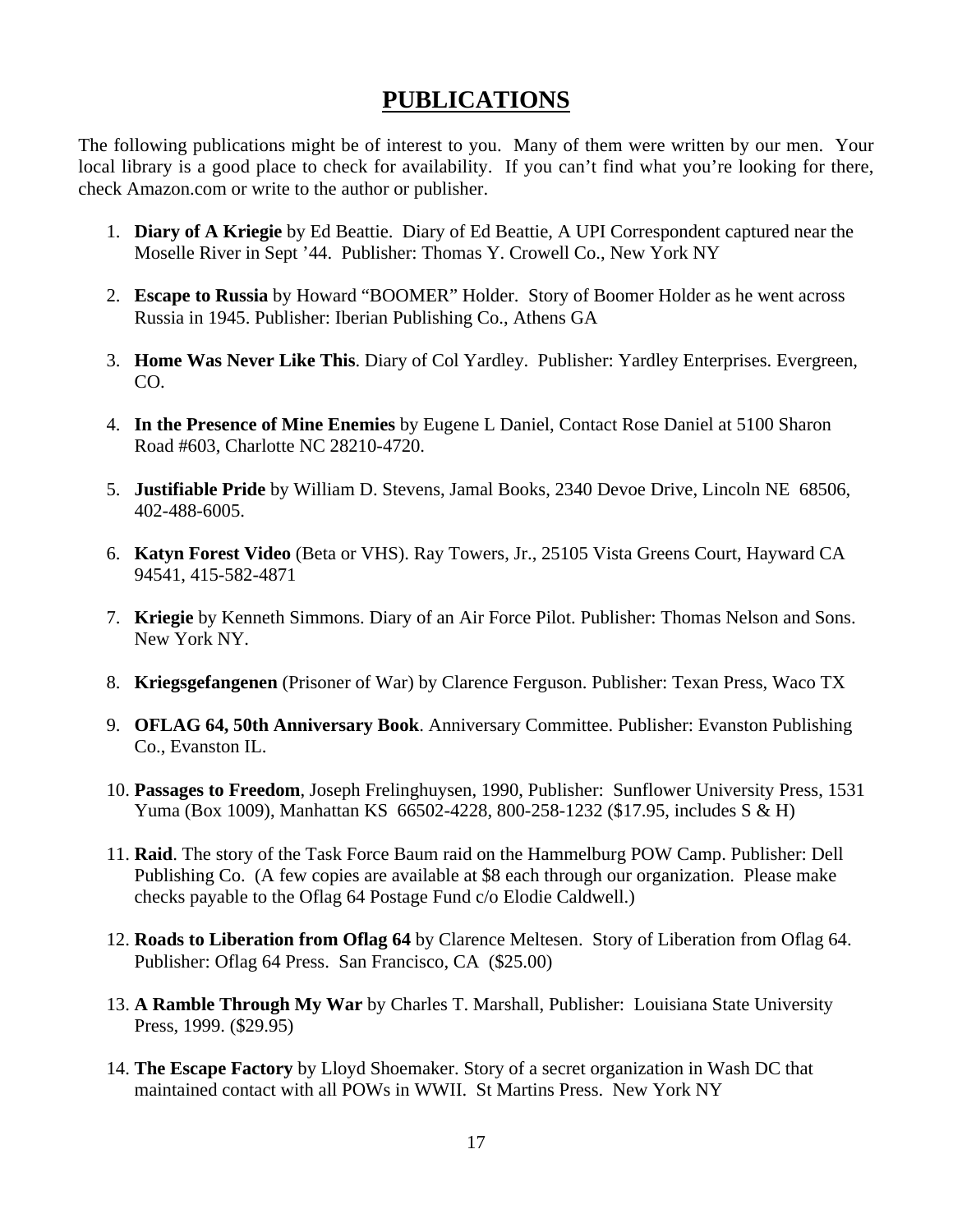# PUBLICATIONS

The following publications might be of interest to you. Many of them were written by our men. Your local library is a good place to check for availability. If you can't find what you're looking for there, check Amazon.com or write to the author or publisher.

1. **Diary of A Kriegie** by Ed Beattie. Diary of Ed Beattie, A UPI Correspondent captured near the Moselle River in Sept '44. Publisher: Thomas Y. Crowell Co., New York NY

2. **Escape to Russia** by Howard "BOOMER" Holder. Story of Boomer Holder as he went across Russia in 1945. Publisher: Iberian Publishing Co., Athens GA

3. **Home Was Never Like This**. Diary of Col Yardley. Publisher: Yardley Enterprises. Evergreen, CO.

4. **In the Presence of Mine Enemies** by Eugene L Daniel, Contact Rose Daniel at 5100 Sharon Road #603, Charlotte NC 28210-4720.

5. **Justifiable Pride** by William D. Stevens, Jamal Books, 2340 Devoe Drive, Lincoln NE 68506, 402-488-6005.

6. **Katyn Forest Video** (Beta or VHS). Ray Towers, Jr., 25105 Vista Greens Court, Hayward CA 94541, 415-582-4871

7. **Kriegie** by Kenneth Simmons. Diary of an Air Force Pilot. Publisher: Thomas Nelson and Sons. New York NY.

8. **Kriegsgefangenen** (Prisoner of War) by Clarence Ferguson. Publisher: Texan Press, Waco TX

9. **OFLAG 64, 50th Anniversary Book**. Anniversary Committee. Publisher: Evanston Publishing Co., Evanston IL.

10. **Passages to Freedom**, Joseph Frelinghuysen, 1990, Publisher: Sunflower University Press, 1531 Yuma (Box 1009), Manhattan KS 66502-4228, 800-258-1232 ($17.95, includes S & H)

11. **Raid**. The story of the Task Force Baum raid on the Hammelburg POW Camp. Publisher: Dell Publishing Co. (A few copies are available at $8 each through our organization. Please make checks payable to the Oflag 64 Postage Fund c/o Elodie Caldwell.)

12. **Roads to Liberation from Oflag 64** by Clarence Meltesen. Story of Liberation from Oflag 64. Publisher: Oflag 64 Press. San Francisco, CA ($25.00)

13. **A Ramble Through My War** by Charles T. Marshall, Publisher: Louisiana State University Press, 1999. ($29.95)

14. **The Escape Factory** by Lloyd Shoemaker. Story of a secret organization in Wash DC that maintained contact with all POWs in WWII. St Martins Press. New York NY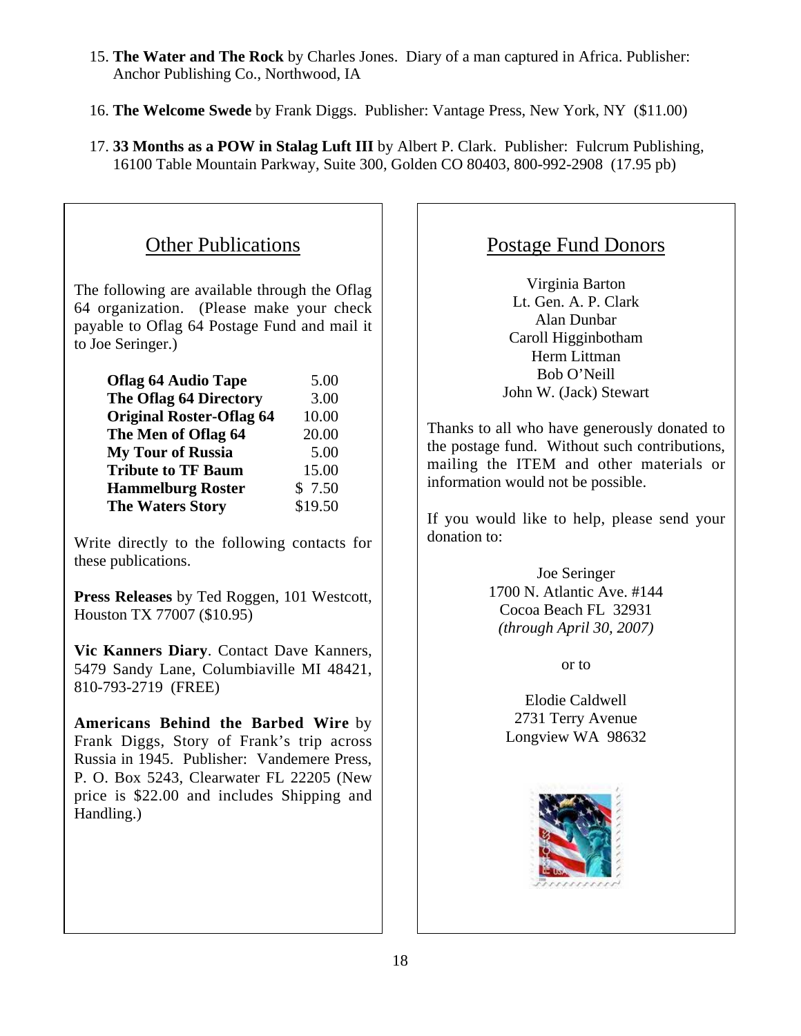15. **The Water and The Rock** by Charles Jones. Diary of a man captured in Africa. Publisher: Anchor Publishing Co., Northwood, IA

16. **The Welcome Swede** by Frank Diggs. Publisher: Vantage Press, New York, NY ($11.00)

17. **33 Months as a POW in Stalag Luft III** by Albert P. Clark. Publisher: Fulcrum Publishing, 16100 Table Mountain Parkway, Suite 300, Golden CO 80403, 800-992-2908 (17.95 pb)

## Other Publications

The following are available through the Oflag 64 organization. (Please make your check payable to Oflag 64 Postage Fund and mail it to Joe Seringer.)

| | |
|---|---|
| **Oflag 64 Audio Tape** | 5.00 |
| **The Oflag 64 Directory** | 3.00 |
| **Original Roster-Oflag 64** | 10.00 |
| **The Men of Oflag 64** | 20.00 |
| **My Tour of Russia** | 5.00 |
| **Tribute to TF Baum** | 15.00 |
| **Hammelburg Roster** | $ 7.50 |
| **The Waters Story** | $19.50 |

Write directly to the following contacts for these publications.

**Press Releases** by Ted Roggen, 101 Westcott, Houston TX 77007 ($10.95)

**Vic Kanners Diary**. Contact Dave Kanners, 5479 Sandy Lane, Columbiaville MI 48421, 810-793-2719 (FREE)

**Americans Behind the Barbed Wire** by Frank Diggs, Story of Frank's trip across Russia in 1945. Publisher: Vandemere Press, P. O. Box 5243, Clearwater FL 22205 (New price is $22.00 and includes Shipping and Handling.)

## Postage Fund Donors

Virginia Barton
Lt. Gen. A. P. Clark
Alan Dunbar
Caroll Higginbotham
Herm Littman
Bob O'Neill
John W. (Jack) Stewart

Thanks to all who have generously donated to the postage fund. Without such contributions, mailing the ITEM and other materials or information would not be possible.

If you would like to help, please send your donation to:

Joe Seringer
1700 N. Atlantic Ave. #144
Cocoa Beach FL 32931
*(through April 30, 2007)*

or to

Elodie Caldwell
2731 Terry Avenue
Longview WA 98632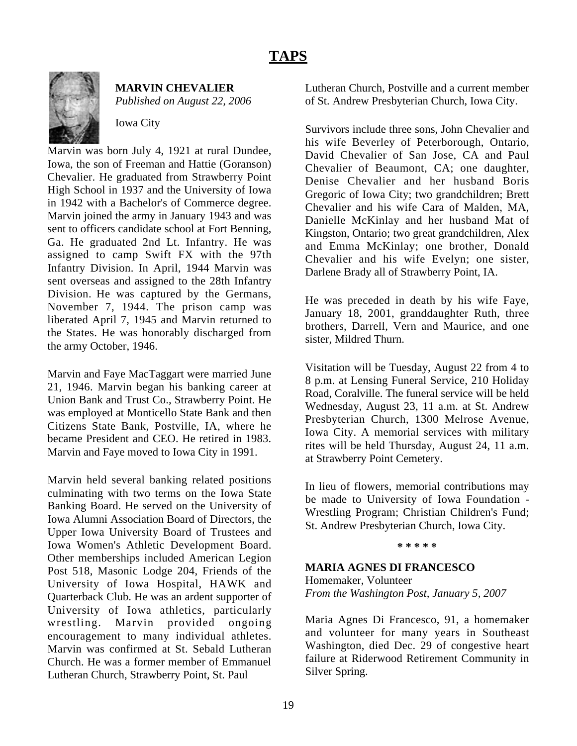# TAPS

**MARVIN CHEVALIER**
*Published on August 22, 2006*

Iowa City

Marvin was born July 4, 1921 at rural Dundee, Iowa, the son of Freeman and Hattie (Goranson) Chevalier. He graduated from Strawberry Point High School in 1937 and the University of Iowa in 1942 with a Bachelor's of Commerce degree. Marvin joined the army in January 1943 and was sent to officers candidate school at Fort Benning, Ga. He graduated 2nd Lt. Infantry. He was assigned to camp Swift FX with the 97th Infantry Division. In April, 1944 Marvin was sent overseas and assigned to the 28th Infantry Division. He was captured by the Germans, November 7, 1944. The prison camp was liberated April 7, 1945 and Marvin returned to the States. He was honorably discharged from the army October, 1946.

Marvin and Faye MacTaggart were married June 21, 1946. Marvin began his banking career at Union Bank and Trust Co., Strawberry Point. He was employed at Monticello State Bank and then Citizens State Bank, Postville, IA, where he became President and CEO. He retired in 1983. Marvin and Faye moved to Iowa City in 1991.

Marvin held several banking related positions culminating with two terms on the Iowa State Banking Board. He served on the University of Iowa Alumni Association Board of Directors, the Upper Iowa University Board of Trustees and Iowa Women's Athletic Development Board. Other memberships included American Legion Post 518, Masonic Lodge 204, Friends of the University of Iowa Hospital, HAWK and Quarterback Club. He was an ardent supporter of University of Iowa athletics, particularly wrestling. Marvin provided ongoing encouragement to many individual athletes. Marvin was confirmed at St. Sebald Lutheran Church. He was a former member of Emmanuel Lutheran Church, Strawberry Point, St. Paul Lutheran Church, Postville and a current member of St. Andrew Presbyterian Church, Iowa City.

Survivors include three sons, John Chevalier and his wife Beverley of Peterborough, Ontario, David Chevalier of San Jose, CA and Paul Chevalier of Beaumont, CA; one daughter, Denise Chevalier and her husband Boris Gregoric of Iowa City; two grandchildren; Brett Chevalier and his wife Cara of Malden, MA, Danielle McKinlay and her husband Mat of Kingston, Ontario; two great grandchildren, Alex and Emma McKinlay; one brother, Donald Chevalier and his wife Evelyn; one sister, Darlene Brady all of Strawberry Point, IA.

He was preceded in death by his wife Faye, January 18, 2001, granddaughter Ruth, three brothers, Darrell, Vern and Maurice, and one sister, Mildred Thurn.

Visitation will be Tuesday, August 22 from 4 to 8 p.m. at Lensing Funeral Service, 210 Holiday Road, Coralville. The funeral service will be held Wednesday, August 23, 11 a.m. at St. Andrew Presbyterian Church, 1300 Melrose Avenue, Iowa City. A memorial services with military rites will be held Thursday, August 24, 11 a.m. at Strawberry Point Cemetery.

In lieu of flowers, memorial contributions may be made to University of Iowa Foundation - Wrestling Program; Christian Children's Fund; St. Andrew Presbyterian Church, Iowa City.

**\* \* \* \* \***

**MARIA AGNES DI FRANCESCO**
Homemaker, Volunteer
*From the Washington Post, January 5, 2007*

Maria Agnes Di Francesco, 91, a homemaker and volunteer for many years in Southeast Washington, died Dec. 29 of congestive heart failure at Riderwood Retirement Community in Silver Spring.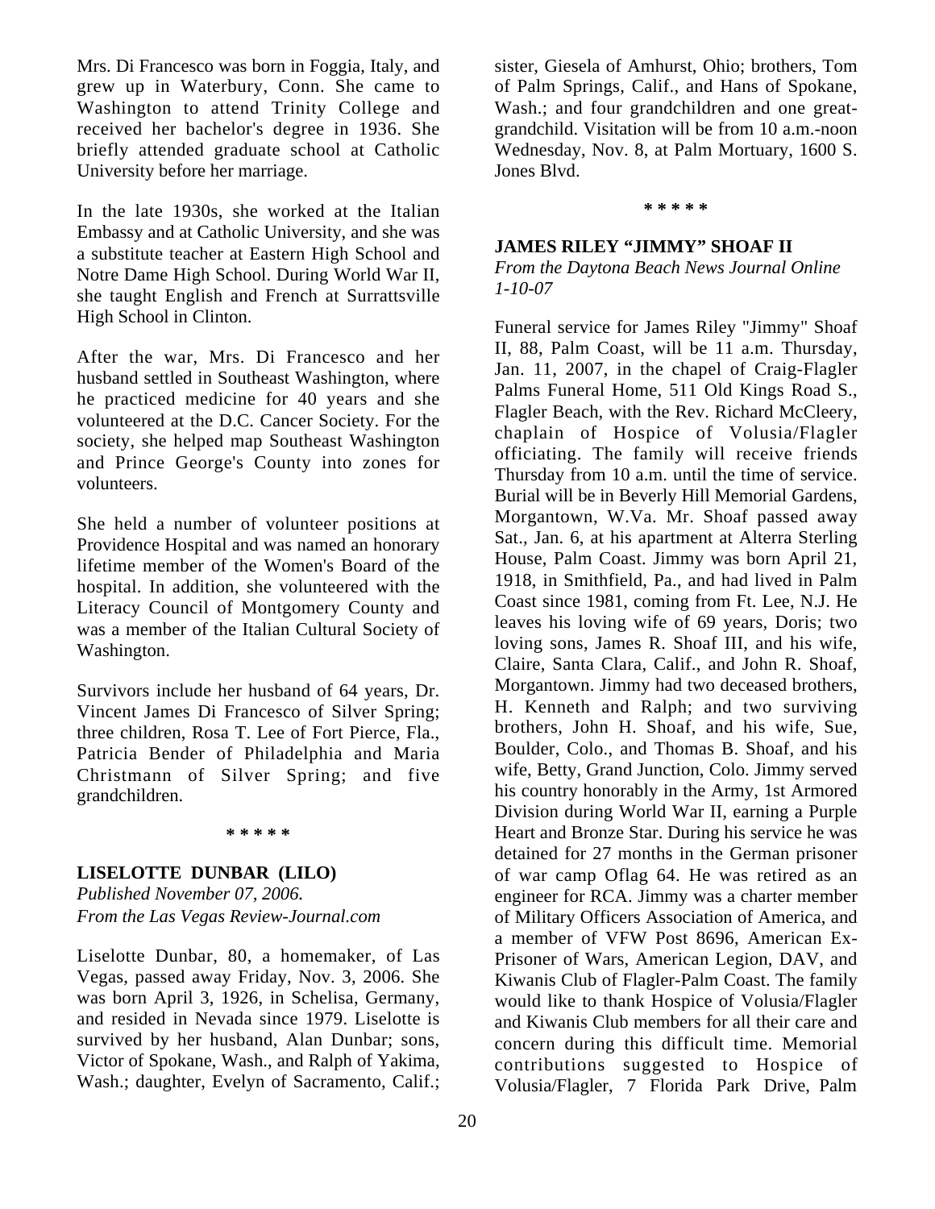Mrs. Di Francesco was born in Foggia, Italy, and grew up in Waterbury, Conn. She came to Washington to attend Trinity College and received her bachelor's degree in 1936. She briefly attended graduate school at Catholic University before her marriage.

In the late 1930s, she worked at the Italian Embassy and at Catholic University, and she was a substitute teacher at Eastern High School and Notre Dame High School. During World War II, she taught English and French at Surrattsville High School in Clinton.

After the war, Mrs. Di Francesco and her husband settled in Southeast Washington, where he practiced medicine for 40 years and she volunteered at the D.C. Cancer Society. For the society, she helped map Southeast Washington and Prince George's County into zones for volunteers.

She held a number of volunteer positions at Providence Hospital and was named an honorary lifetime member of the Women's Board of the hospital. In addition, she volunteered with the Literacy Council of Montgomery County and was a member of the Italian Cultural Society of Washington.

Survivors include her husband of 64 years, Dr. Vincent James Di Francesco of Silver Spring; three children, Rosa T. Lee of Fort Pierce, Fla., Patricia Bender of Philadelphia and Maria Christmann of Silver Spring; and five grandchildren.

\* \* \* \* \*

**LISELOTTE DUNBAR (LILO)**

*Published November 07, 2006.*
*From the Las Vegas Review-Journal.com*

Liselotte Dunbar, 80, a homemaker, of Las Vegas, passed away Friday, Nov. 3, 2006. She was born April 3, 1926, in Schelisa, Germany, and resided in Nevada since 1979. Liselotte is survived by her husband, Alan Dunbar; sons, Victor of Spokane, Wash., and Ralph of Yakima, Wash.; daughter, Evelyn of Sacramento, Calif.; sister, Giesela of Amhurst, Ohio; brothers, Tom of Palm Springs, Calif., and Hans of Spokane, Wash.; and four grandchildren and one great-grandchild. Visitation will be from 10 a.m.-noon Wednesday, Nov. 8, at Palm Mortuary, 1600 S. Jones Blvd.

\* \* \* \* \*

**JAMES RILEY "JIMMY" SHOAF II**

*From the Daytona Beach News Journal Online 1-10-07*

Funeral service for James Riley "Jimmy" Shoaf II, 88, Palm Coast, will be 11 a.m. Thursday, Jan. 11, 2007, in the chapel of Craig-Flagler Palms Funeral Home, 511 Old Kings Road S., Flagler Beach, with the Rev. Richard McCleery, chaplain of Hospice of Volusia/Flagler officiating. The family will receive friends Thursday from 10 a.m. until the time of service. Burial will be in Beverly Hill Memorial Gardens, Morgantown, W.Va. Mr. Shoaf passed away Sat., Jan. 6, at his apartment at Alterra Sterling House, Palm Coast. Jimmy was born April 21, 1918, in Smithfield, Pa., and had lived in Palm Coast since 1981, coming from Ft. Lee, N.J. He leaves his loving wife of 69 years, Doris; two loving sons, James R. Shoaf III, and his wife, Claire, Santa Clara, Calif., and John R. Shoaf, Morgantown. Jimmy had two deceased brothers, H. Kenneth and Ralph; and two surviving brothers, John H. Shoaf, and his wife, Sue, Boulder, Colo., and Thomas B. Shoaf, and his wife, Betty, Grand Junction, Colo. Jimmy served his country honorably in the Army, 1st Armored Division during World War II, earning a Purple Heart and Bronze Star. During his service he was detained for 27 months in the German prisoner of war camp Oflag 64. He was retired as an engineer for RCA. Jimmy was a charter member of Military Officers Association of America, and a member of VFW Post 8696, American Ex-Prisoner of Wars, American Legion, DAV, and Kiwanis Club of Flagler-Palm Coast. The family would like to thank Hospice of Volusia/Flagler and Kiwanis Club members for all their care and concern during this difficult time. Memorial contributions suggested to Hospice of Volusia/Flagler, 7 Florida Park Drive, Palm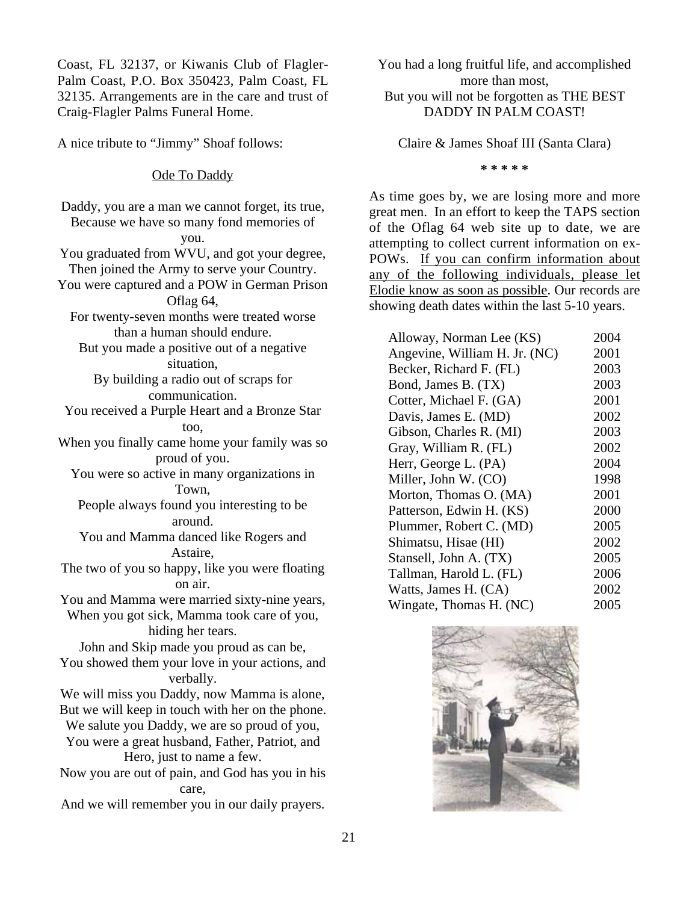Coast, FL 32137, or Kiwanis Club of Flagler-Palm Coast, P.O. Box 350423, Palm Coast, FL 32135. Arrangements are in the care and trust of Craig-Flagler Palms Funeral Home.

A nice tribute to "Jimmy" Shoaf follows:

<u>Ode To Daddy</u>

Daddy, you are a man we cannot forget, its true,  
Because we have so many fond memories of you.  
You graduated from WVU, and got your degree,  
Then joined the Army to serve your Country.  
You were captured and a POW in German Prison Oflag 64,  
For twenty-seven months were treated worse than a human should endure.  
But you made a positive out of a negative situation,  
By building a radio out of scraps for communication.  
You received a Purple Heart and a Bronze Star too,  
When you finally came home your family was so proud of you.  
You were so active in many organizations in Town,  
People always found you interesting to be around.  
You and Mamma danced like Rogers and Astaire,  
The two of you so happy, like you were floating on air.  
You and Mamma were married sixty-nine years,  
When you got sick, Mamma took care of you, hiding her tears.  
John and Skip made you proud as can be,  
You showed them your love in your actions, and verbally.  
We will miss you Daddy, now Mamma is alone,  
But we will keep in touch with her on the phone.  
We salute you Daddy, we are so proud of you,  
You were a great husband, Father, Patriot, and Hero, just to name a few.  
Now you are out of pain, and God has you in his care,  
And we will remember you in our daily prayers.  
You had a long fruitful life, and accomplished more than most,  
But you will not be forgotten as THE BEST DADDY IN PALM COAST!

Claire & James Shoaf III (Santa Clara)

* * * * *

As time goes by, we are losing more and more great men. In an effort to keep the TAPS section of the Oflag 64 web site up to date, we are attempting to collect current information on ex-POWs. <u>If you can confirm information about any of the following individuals, please let Elodie know as soon as possible</u>. Our records are showing death dates within the last 5-10 years.

| Name | Year |
| --- | --- |
| Alloway, Norman Lee (KS) | 2004 |
| Angevine, William H. Jr. (NC) | 2001 |
| Becker, Richard F. (FL) | 2003 |
| Bond, James B. (TX) | 2003 |
| Cotter, Michael F. (GA) | 2001 |
| Davis, James E. (MD) | 2002 |
| Gibson, Charles R. (MI) | 2003 |
| Gray, William R. (FL) | 2002 |
| Herr, George L. (PA) | 2004 |
| Miller, John W. (CO) | 1998 |
| Morton, Thomas O. (MA) | 2001 |
| Patterson, Edwin H. (KS) | 2000 |
| Plummer, Robert C. (MD) | 2005 |
| Shimatsu, Hisae (HI) | 2002 |
| Stansell, John A. (TX) | 2005 |
| Tallman, Harold L. (FL) | 2006 |
| Watts, James H. (CA) | 2002 |
| Wingate, Thomas H. (NC) | 2005 |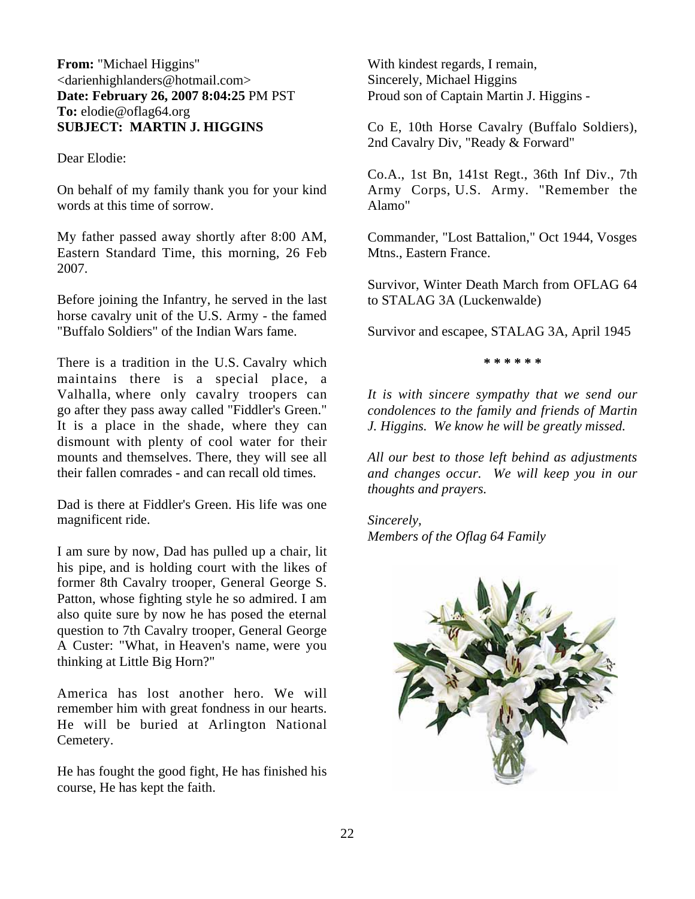**From:** "Michael Higgins" <darienhighlanders@hotmail.com>
**Date: February 26, 2007 8:04:25** PM PST
**To:** elodie@oflag64.org
**SUBJECT: MARTIN J. HIGGINS**

Dear Elodie:

On behalf of my family thank you for your kind words at this time of sorrow.

My father passed away shortly after 8:00 AM, Eastern Standard Time, this morning, 26 Feb 2007.

Before joining the Infantry, he served in the last horse cavalry unit of the U.S. Army - the famed "Buffalo Soldiers" of the Indian Wars fame.

There is a tradition in the U.S. Cavalry which maintains there is a special place, a Valhalla, where only cavalry troopers can go after they pass away called "Fiddler's Green." It is a place in the shade, where they can dismount with plenty of cool water for their mounts and themselves. There, they will see all their fallen comrades - and can recall old times.

Dad is there at Fiddler's Green. His life was one magnificent ride.

I am sure by now, Dad has pulled up a chair, lit his pipe, and is holding court with the likes of former 8th Cavalry trooper, General George S. Patton, whose fighting style he so admired. I am also quite sure by now he has posed the eternal question to 7th Cavalry trooper, General George A Custer: "What, in Heaven's name, were you thinking at Little Big Horn?"

America has lost another hero. We will remember him with great fondness in our hearts. He will be buried at Arlington National Cemetery.

He has fought the good fight, He has finished his course, He has kept the faith.

With kindest regards, I remain,
Sincerely, Michael Higgins
Proud son of Captain Martin J. Higgins -

Co E, 10th Horse Cavalry (Buffalo Soldiers), 2nd Cavalry Div, "Ready & Forward"

Co.A., 1st Bn, 141st Regt., 36th Inf Div., 7th Army Corps, U.S. Army. "Remember the Alamo"

Commander, "Lost Battalion," Oct 1944, Vosges Mtns., Eastern France.

Survivor, Winter Death March from OFLAG 64 to STALAG 3A (Luckenwalde)

Survivor and escapee, STALAG 3A, April 1945

**\* \* \* \* \* \***

*It is with sincere sympathy that we send our condolences to the family and friends of Martin J. Higgins. We know he will be greatly missed.*

*All our best to those left behind as adjustments and changes occur. We will keep you in our thoughts and prayers.*

*Sincerely,*
*Members of the Oflag 64 Family*